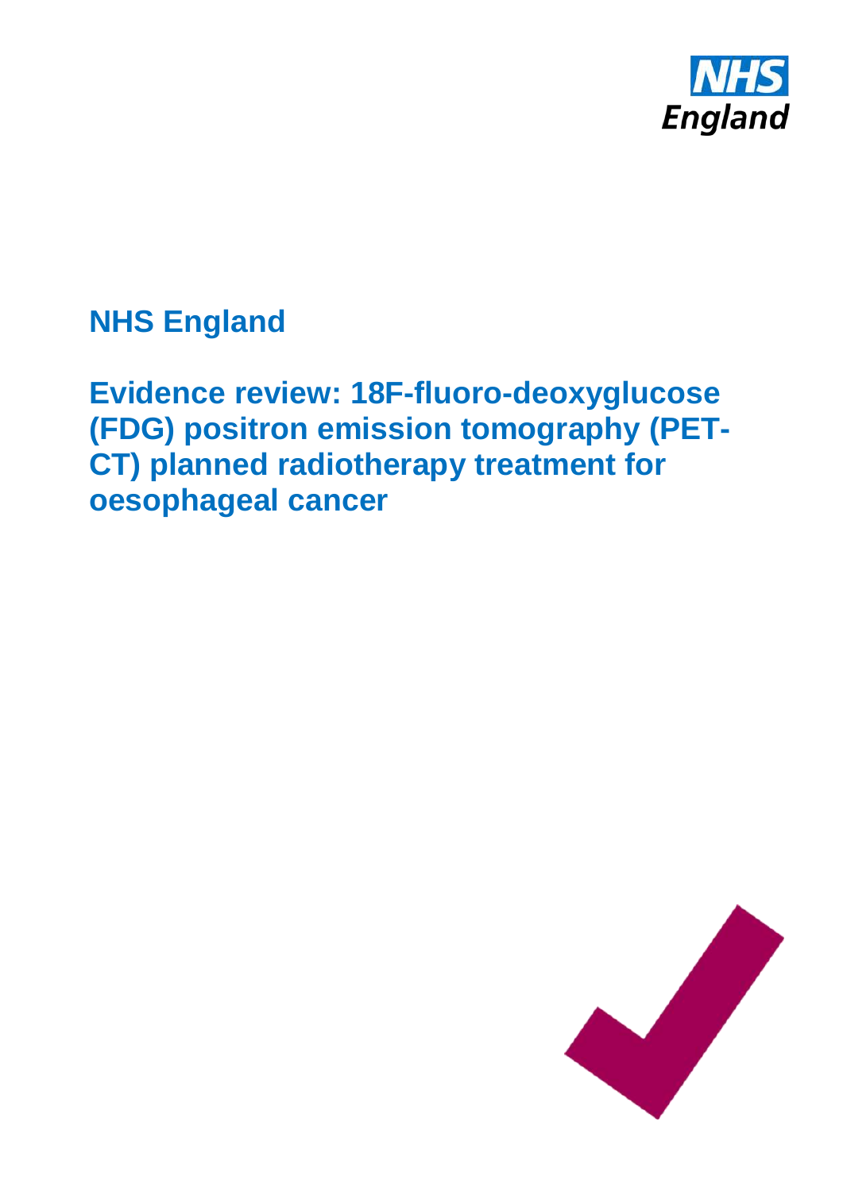NHS England

# NHS England

# Evidence review: 18F-fluoro-deoxyglucose (FDG) positron emission tomography (PET-CT) planned radiotherapy treatment for oesophageal cancer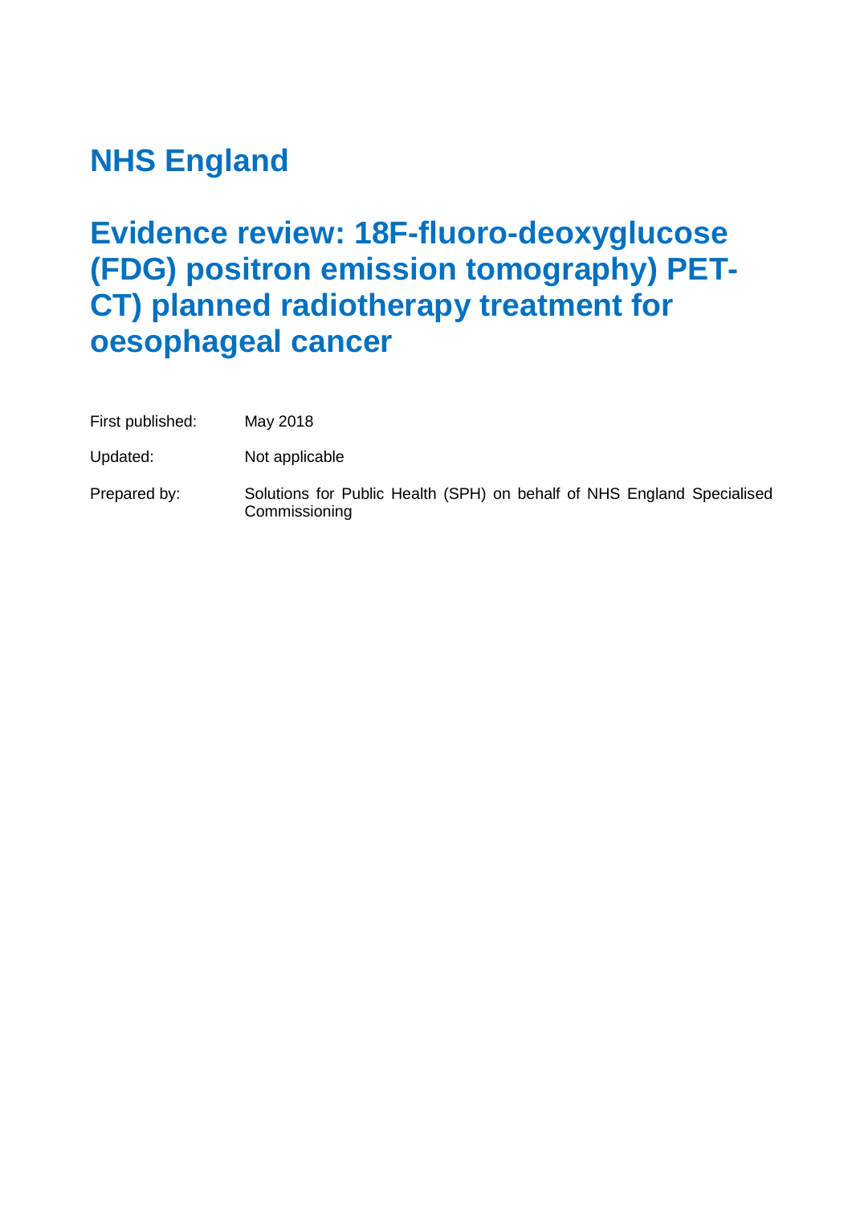# NHS England

# Evidence review: 18F-fluoro-deoxyglucose (FDG) positron emission tomography) PET-CT) planned radiotherapy treatment for oesophageal cancer

| | |
|---|---|
| First published: | May 2018 |
| Updated: | Not applicable |
| Prepared by: | Solutions for Public Health (SPH) on behalf of NHS England Specialised Commissioning |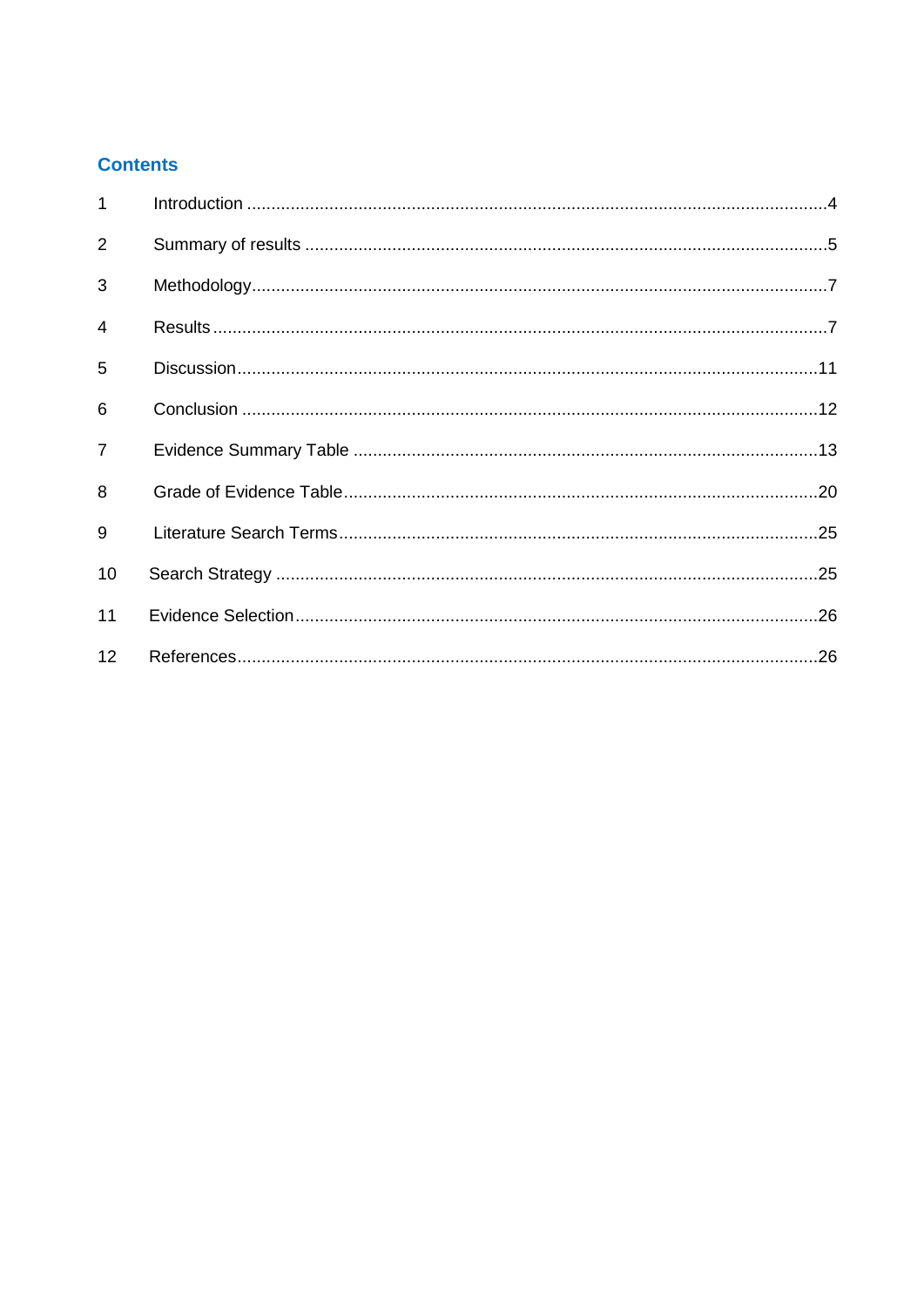## Contents

1 Introduction ....................................................................................................................4

2 Summary of results .......................................................................................................5

3 Methodology..................................................................................................................7

4 Results ..........................................................................................................................7

5 Discussion....................................................................................................................11

6 Conclusion ...................................................................................................................12

7 Evidence Summary Table ............................................................................................13

8 Grade of Evidence Table..............................................................................................20

9 Literature Search Terms...............................................................................................25

10 Search Strategy ...........................................................................................................25

11 Evidence Selection.......................................................................................................26

12 References...................................................................................................................26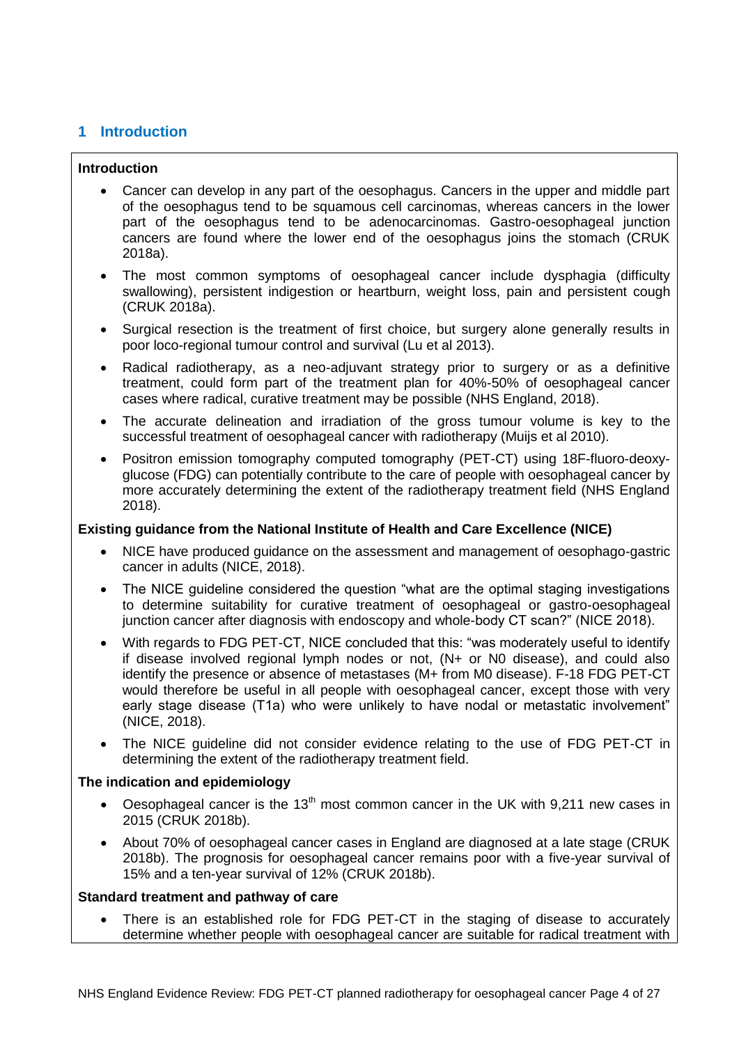## 1 Introduction

**Introduction**

- Cancer can develop in any part of the oesophagus. Cancers in the upper and middle part of the oesophagus tend to be squamous cell carcinomas, whereas cancers in the lower part of the oesophagus tend to be adenocarcinomas. Gastro-oesophageal junction cancers are found where the lower end of the oesophagus joins the stomach (CRUK 2018a).
- The most common symptoms of oesophageal cancer include dysphagia (difficulty swallowing), persistent indigestion or heartburn, weight loss, pain and persistent cough (CRUK 2018a).
- Surgical resection is the treatment of first choice, but surgery alone generally results in poor loco-regional tumour control and survival (Lu et al 2013).
- Radical radiotherapy, as a neo-adjuvant strategy prior to surgery or as a definitive treatment, could form part of the treatment plan for 40%-50% of oesophageal cancer cases where radical, curative treatment may be possible (NHS England, 2018).
- The accurate delineation and irradiation of the gross tumour volume is key to the successful treatment of oesophageal cancer with radiotherapy (Muijs et al 2010).
- Positron emission tomography computed tomography (PET-CT) using 18F-fluoro-deoxy-glucose (FDG) can potentially contribute to the care of people with oesophageal cancer by more accurately determining the extent of the radiotherapy treatment field (NHS England 2018).

**Existing guidance from the National Institute of Health and Care Excellence (NICE)**

- NICE have produced guidance on the assessment and management of oesophago-gastric cancer in adults (NICE, 2018).
- The NICE guideline considered the question "what are the optimal staging investigations to determine suitability for curative treatment of oesophageal or gastro-oesophageal junction cancer after diagnosis with endoscopy and whole-body CT scan?" (NICE 2018).
- With regards to FDG PET-CT, NICE concluded that this: "was moderately useful to identify if disease involved regional lymph nodes or not, (N+ or N0 disease), and could also identify the presence or absence of metastases (M+ from M0 disease). F-18 FDG PET-CT would therefore be useful in all people with oesophageal cancer, except those with very early stage disease (T1a) who were unlikely to have nodal or metastatic involvement" (NICE, 2018).
- The NICE guideline did not consider evidence relating to the use of FDG PET-CT in determining the extent of the radiotherapy treatment field.

**The indication and epidemiology**

- Oesophageal cancer is the 13th most common cancer in the UK with 9,211 new cases in 2015 (CRUK 2018b).
- About 70% of oesophageal cancer cases in England are diagnosed at a late stage (CRUK 2018b). The prognosis for oesophageal cancer remains poor with a five-year survival of 15% and a ten-year survival of 12% (CRUK 2018b).

**Standard treatment and pathway of care**

- There is an established role for FDG PET-CT in the staging of disease to accurately determine whether people with oesophageal cancer are suitable for radical treatment with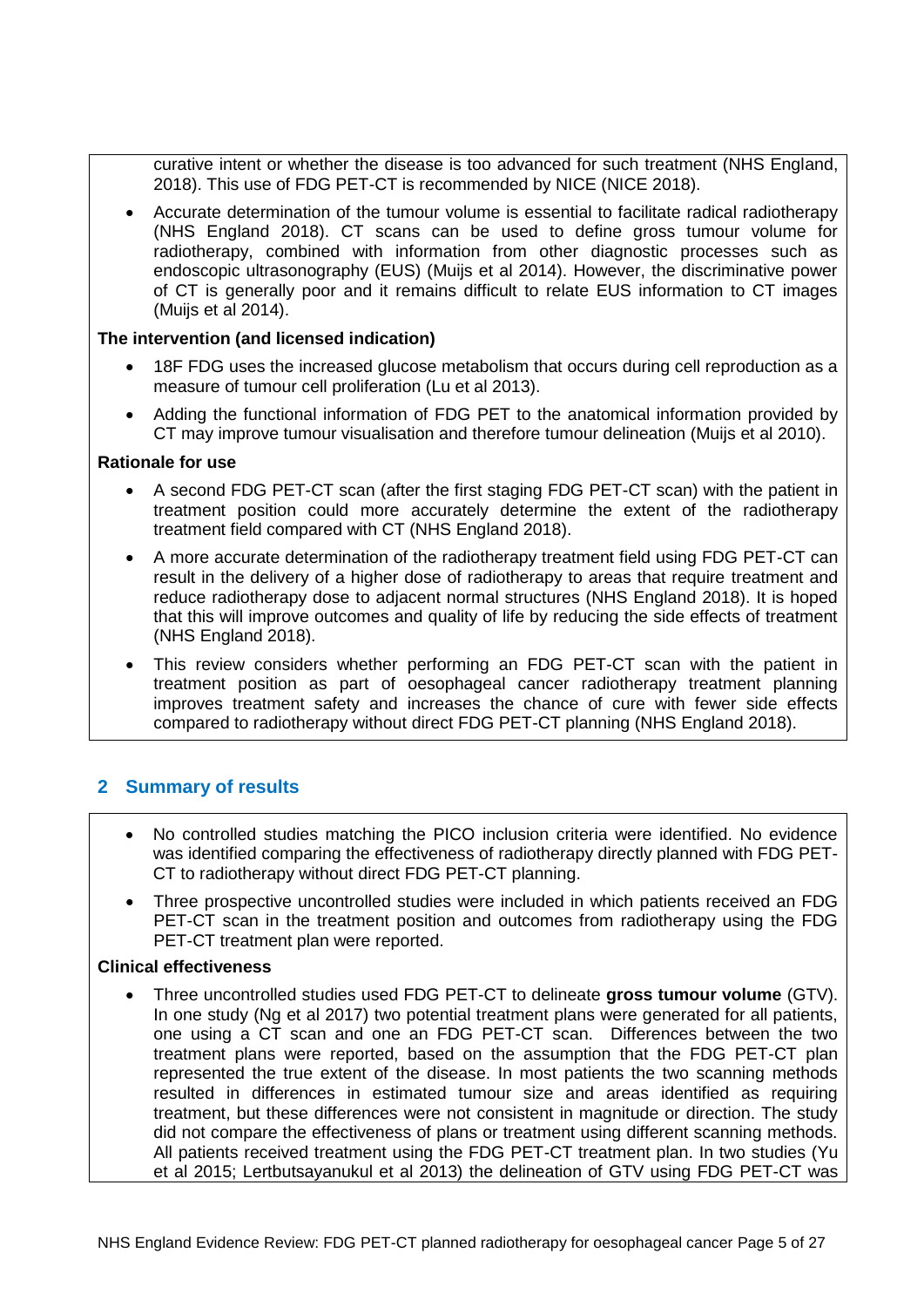curative intent or whether the disease is too advanced for such treatment (NHS England, 2018). This use of FDG PET-CT is recommended by NICE (NICE 2018).

- Accurate determination of the tumour volume is essential to facilitate radical radiotherapy (NHS England 2018). CT scans can be used to define gross tumour volume for radiotherapy, combined with information from other diagnostic processes such as endoscopic ultrasonography (EUS) (Muijs et al 2014). However, the discriminative power of CT is generally poor and it remains difficult to relate EUS information to CT images (Muijs et al 2014).

**The intervention (and licensed indication)**

- 18F FDG uses the increased glucose metabolism that occurs during cell reproduction as a measure of tumour cell proliferation (Lu et al 2013).
- Adding the functional information of FDG PET to the anatomical information provided by CT may improve tumour visualisation and therefore tumour delineation (Muijs et al 2010).

**Rationale for use**

- A second FDG PET-CT scan (after the first staging FDG PET-CT scan) with the patient in treatment position could more accurately determine the extent of the radiotherapy treatment field compared with CT (NHS England 2018).
- A more accurate determination of the radiotherapy treatment field using FDG PET-CT can result in the delivery of a higher dose of radiotherapy to areas that require treatment and reduce radiotherapy dose to adjacent normal structures (NHS England 2018). It is hoped that this will improve outcomes and quality of life by reducing the side effects of treatment (NHS England 2018).
- This review considers whether performing an FDG PET-CT scan with the patient in treatment position as part of oesophageal cancer radiotherapy treatment planning improves treatment safety and increases the chance of cure with fewer side effects compared to radiotherapy without direct FDG PET-CT planning (NHS England 2018).

## 2 Summary of results

- No controlled studies matching the PICO inclusion criteria were identified. No evidence was identified comparing the effectiveness of radiotherapy directly planned with FDG PET-CT to radiotherapy without direct FDG PET-CT planning.
- Three prospective uncontrolled studies were included in which patients received an FDG PET-CT scan in the treatment position and outcomes from radiotherapy using the FDG PET-CT treatment plan were reported.

**Clinical effectiveness**

- Three uncontrolled studies used FDG PET-CT to delineate **gross tumour volume** (GTV). In one study (Ng et al 2017) two potential treatment plans were generated for all patients, one using a CT scan and one an FDG PET-CT scan. Differences between the two treatment plans were reported, based on the assumption that the FDG PET-CT plan represented the true extent of the disease. In most patients the two scanning methods resulted in differences in estimated tumour size and areas identified as requiring treatment, but these differences were not consistent in magnitude or direction. The study did not compare the effectiveness of plans or treatment using different scanning methods. All patients received treatment using the FDG PET-CT treatment plan. In two studies (Yu et al 2015; Lertbutsayanukul et al 2013) the delineation of GTV using FDG PET-CT was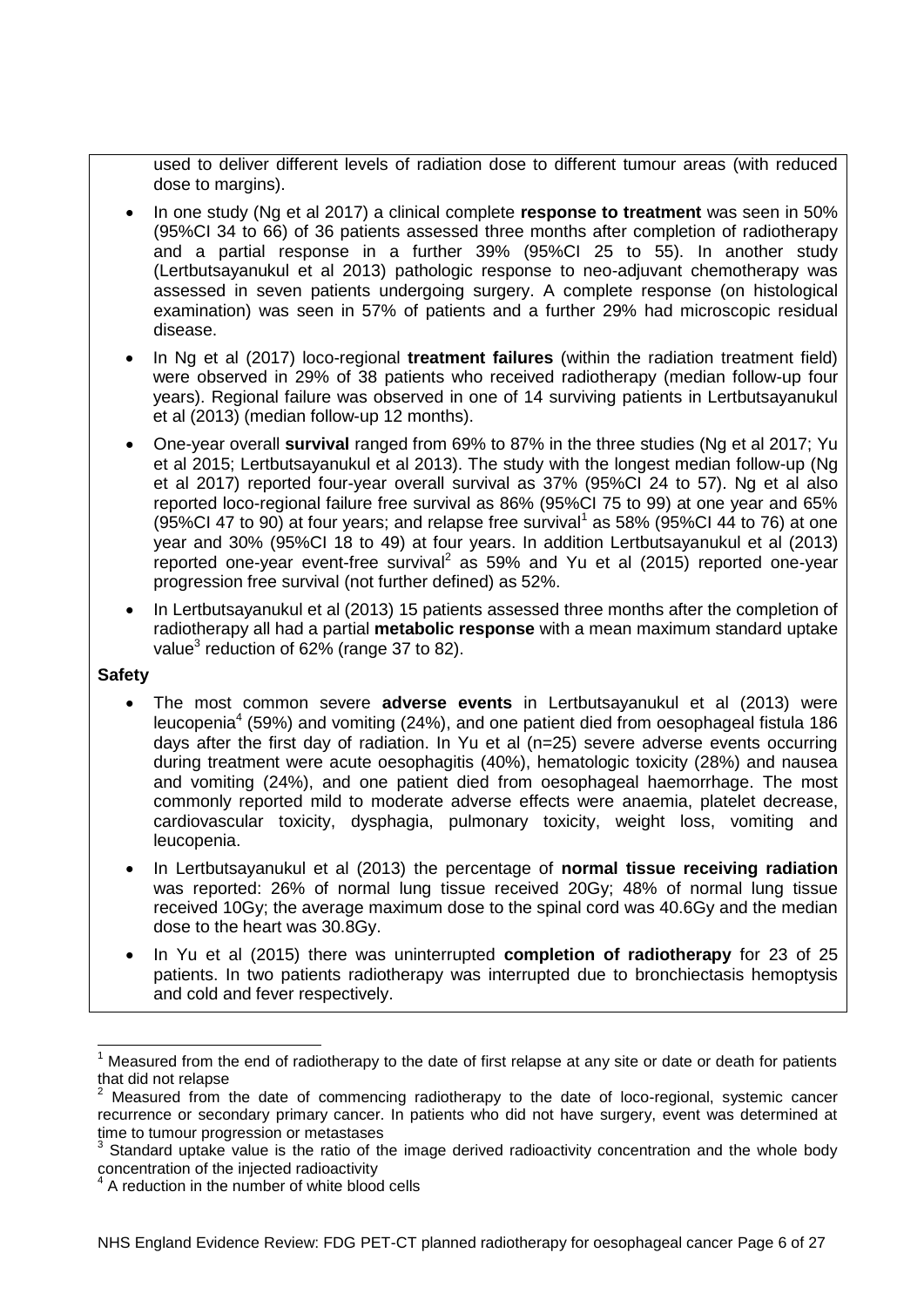used to deliver different levels of radiation dose to different tumour areas (with reduced dose to margins).

- In one study (Ng et al 2017) a clinical complete **response to treatment** was seen in 50% (95%CI 34 to 66) of 36 patients assessed three months after completion of radiotherapy and a partial response in a further 39% (95%CI 25 to 55). In another study (Lertbutsayanukul et al 2013) pathologic response to neo-adjuvant chemotherapy was assessed in seven patients undergoing surgery. A complete response (on histological examination) was seen in 57% of patients and a further 29% had microscopic residual disease.
- In Ng et al (2017) loco-regional **treatment failures** (within the radiation treatment field) were observed in 29% of 38 patients who received radiotherapy (median follow-up four years). Regional failure was observed in one of 14 surviving patients in Lertbutsayanukul et al (2013) (median follow-up 12 months).
- One-year overall **survival** ranged from 69% to 87% in the three studies (Ng et al 2017; Yu et al 2015; Lertbutsayanukul et al 2013). The study with the longest median follow-up (Ng et al 2017) reported four-year overall survival as 37% (95%CI 24 to 57). Ng et al also reported loco-regional failure free survival as 86% (95%CI 75 to 99) at one year and 65% (95%CI 47 to 90) at four years; and relapse free survival[1] as 58% (95%CI 44 to 76) at one year and 30% (95%CI 18 to 49) at four years. In addition Lertbutsayanukul et al (2013) reported one-year event-free survival[2] as 59% and Yu et al (2015) reported one-year progression free survival (not further defined) as 52%.
- In Lertbutsayanukul et al (2013) 15 patients assessed three months after the completion of radiotherapy all had a partial **metabolic response** with a mean maximum standard uptake value[3] reduction of 62% (range 37 to 82).

**Safety**

- The most common severe **adverse events** in Lertbutsayanukul et al (2013) were leucopenia[4] (59%) and vomiting (24%), and one patient died from oesophageal fistula 186 days after the first day of radiation. In Yu et al (n=25) severe adverse events occurring during treatment were acute oesophagitis (40%), hematologic toxicity (28%) and nausea and vomiting (24%), and one patient died from oesophageal haemorrhage. The most commonly reported mild to moderate adverse effects were anaemia, platelet decrease, cardiovascular toxicity, dysphagia, pulmonary toxicity, weight loss, vomiting and leucopenia.
- In Lertbutsayanukul et al (2013) the percentage of **normal tissue receiving radiation** was reported: 26% of normal lung tissue received 20Gy; 48% of normal lung tissue received 10Gy; the average maximum dose to the spinal cord was 40.6Gy and the median dose to the heart was 30.8Gy.
- In Yu et al (2015) there was uninterrupted **completion of radiotherapy** for 23 of 25 patients. In two patients radiotherapy was interrupted due to bronchiectasis hemoptysis and cold and fever respectively.

---

[1] Measured from the end of radiotherapy to the date of first relapse at any site or date or death for patients that did not relapse

[2] Measured from the date of commencing radiotherapy to the date of loco-regional, systemic cancer recurrence or secondary primary cancer. In patients who did not have surgery, event was determined at time to tumour progression or metastases

[3] Standard uptake value is the ratio of the image derived radioactivity concentration and the whole body concentration of the injected radioactivity

[4] A reduction in the number of white blood cells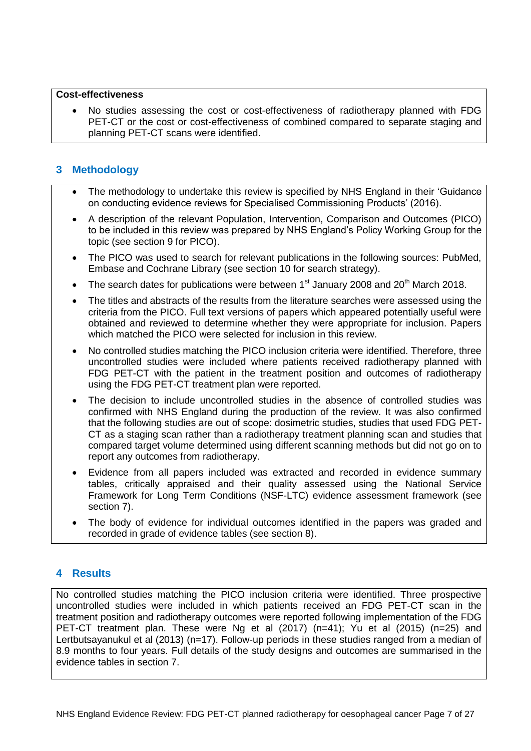**Cost-effectiveness**

- No studies assessing the cost or cost-effectiveness of radiotherapy planned with FDG PET-CT or the cost or cost-effectiveness of combined compared to separate staging and planning PET-CT scans were identified.

## 3 Methodology

- The methodology to undertake this review is specified by NHS England in their 'Guidance on conducting evidence reviews for Specialised Commissioning Products' (2016).
- A description of the relevant Population, Intervention, Comparison and Outcomes (PICO) to be included in this review was prepared by NHS England's Policy Working Group for the topic (see section 9 for PICO).
- The PICO was used to search for relevant publications in the following sources: PubMed, Embase and Cochrane Library (see section 10 for search strategy).
- The search dates for publications were between 1st January 2008 and 20th March 2018.
- The titles and abstracts of the results from the literature searches were assessed using the criteria from the PICO. Full text versions of papers which appeared potentially useful were obtained and reviewed to determine whether they were appropriate for inclusion. Papers which matched the PICO were selected for inclusion in this review.
- No controlled studies matching the PICO inclusion criteria were identified. Therefore, three uncontrolled studies were included where patients received radiotherapy planned with FDG PET-CT with the patient in the treatment position and outcomes of radiotherapy using the FDG PET-CT treatment plan were reported.
- The decision to include uncontrolled studies in the absence of controlled studies was confirmed with NHS England during the production of the review. It was also confirmed that the following studies are out of scope: dosimetric studies, studies that used FDG PET-CT as a staging scan rather than a radiotherapy treatment planning scan and studies that compared target volume determined using different scanning methods but did not go on to report any outcomes from radiotherapy.
- Evidence from all papers included was extracted and recorded in evidence summary tables, critically appraised and their quality assessed using the National Service Framework for Long Term Conditions (NSF-LTC) evidence assessment framework (see section 7).
- The body of evidence for individual outcomes identified in the papers was graded and recorded in grade of evidence tables (see section 8).

## 4 Results

No controlled studies matching the PICO inclusion criteria were identified. Three prospective uncontrolled studies were included in which patients received an FDG PET-CT scan in the treatment position and radiotherapy outcomes were reported following implementation of the FDG PET-CT treatment plan. These were Ng et al (2017) (n=41); Yu et al (2015) (n=25) and Lertbutsayanukul et al (2013) (n=17). Follow-up periods in these studies ranged from a median of 8.9 months to four years. Full details of the study designs and outcomes are summarised in the evidence tables in section 7.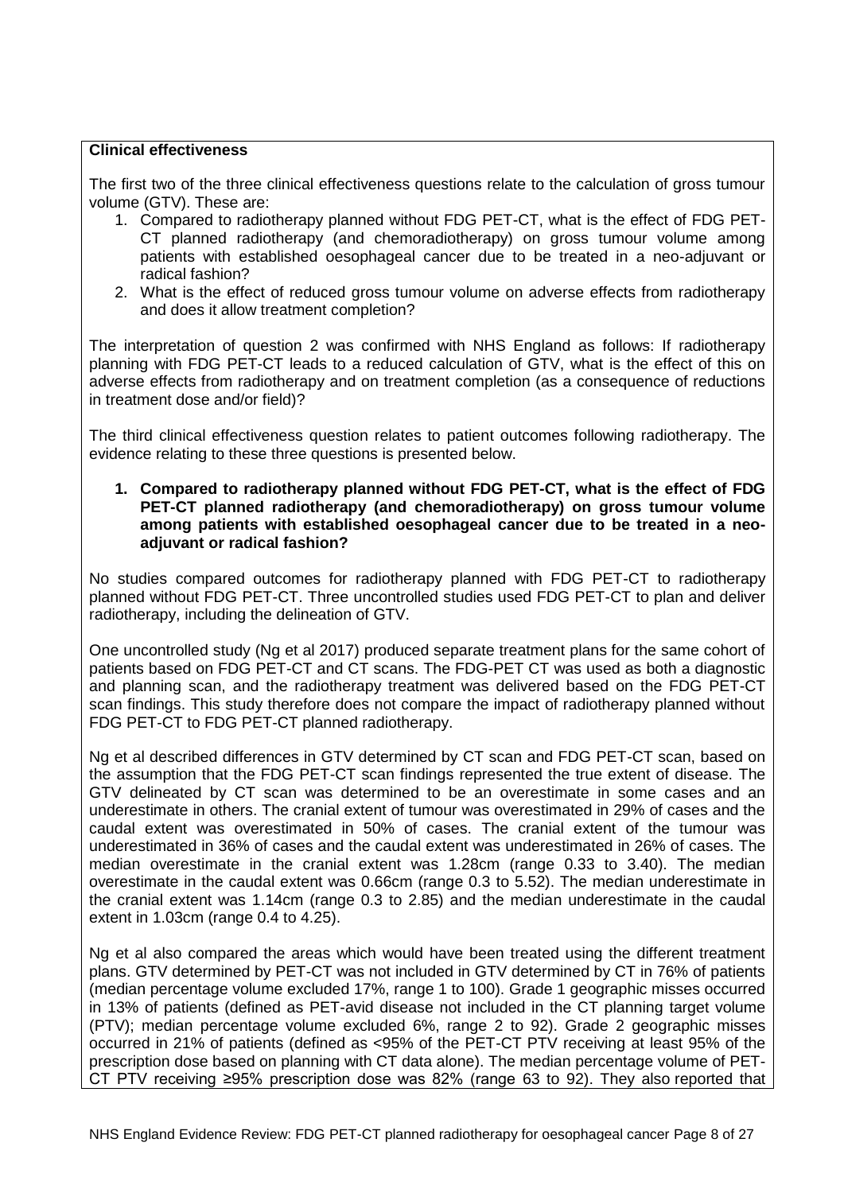**Clinical effectiveness**

The first two of the three clinical effectiveness questions relate to the calculation of gross tumour volume (GTV). These are:

1. Compared to radiotherapy planned without FDG PET-CT, what is the effect of FDG PET-CT planned radiotherapy (and chemoradiotherapy) on gross tumour volume among patients with established oesophageal cancer due to be treated in a neo-adjuvant or radical fashion?
2. What is the effect of reduced gross tumour volume on adverse effects from radiotherapy and does it allow treatment completion?

The interpretation of question 2 was confirmed with NHS England as follows: If radiotherapy planning with FDG PET-CT leads to a reduced calculation of GTV, what is the effect of this on adverse effects from radiotherapy and on treatment completion (as a consequence of reductions in treatment dose and/or field)?

The third clinical effectiveness question relates to patient outcomes following radiotherapy. The evidence relating to these three questions is presented below.

**1. Compared to radiotherapy planned without FDG PET-CT, what is the effect of FDG PET-CT planned radiotherapy (and chemoradiotherapy) on gross tumour volume among patients with established oesophageal cancer due to be treated in a neo-adjuvant or radical fashion?**

No studies compared outcomes for radiotherapy planned with FDG PET-CT to radiotherapy planned without FDG PET-CT. Three uncontrolled studies used FDG PET-CT to plan and deliver radiotherapy, including the delineation of GTV.

One uncontrolled study (Ng et al 2017) produced separate treatment plans for the same cohort of patients based on FDG PET-CT and CT scans. The FDG-PET CT was used as both a diagnostic and planning scan, and the radiotherapy treatment was delivered based on the FDG PET-CT scan findings. This study therefore does not compare the impact of radiotherapy planned without FDG PET-CT to FDG PET-CT planned radiotherapy.

Ng et al described differences in GTV determined by CT scan and FDG PET-CT scan, based on the assumption that the FDG PET-CT scan findings represented the true extent of disease. The GTV delineated by CT scan was determined to be an overestimate in some cases and an underestimate in others. The cranial extent of tumour was overestimated in 29% of cases and the caudal extent was overestimated in 50% of cases. The cranial extent of the tumour was underestimated in 36% of cases and the caudal extent was underestimated in 26% of cases. The median overestimate in the cranial extent was 1.28cm (range 0.33 to 3.40). The median overestimate in the caudal extent was 0.66cm (range 0.3 to 5.52). The median underestimate in the cranial extent was 1.14cm (range 0.3 to 2.85) and the median underestimate in the caudal extent in 1.03cm (range 0.4 to 4.25).

Ng et al also compared the areas which would have been treated using the different treatment plans. GTV determined by PET-CT was not included in GTV determined by CT in 76% of patients (median percentage volume excluded 17%, range 1 to 100). Grade 1 geographic misses occurred in 13% of patients (defined as PET-avid disease not included in the CT planning target volume (PTV); median percentage volume excluded 6%, range 2 to 92). Grade 2 geographic misses occurred in 21% of patients (defined as <95% of the PET-CT PTV receiving at least 95% of the prescription dose based on planning with CT data alone). The median percentage volume of PET-CT PTV receiving ≥95% prescription dose was 82% (range 63 to 92). They also reported that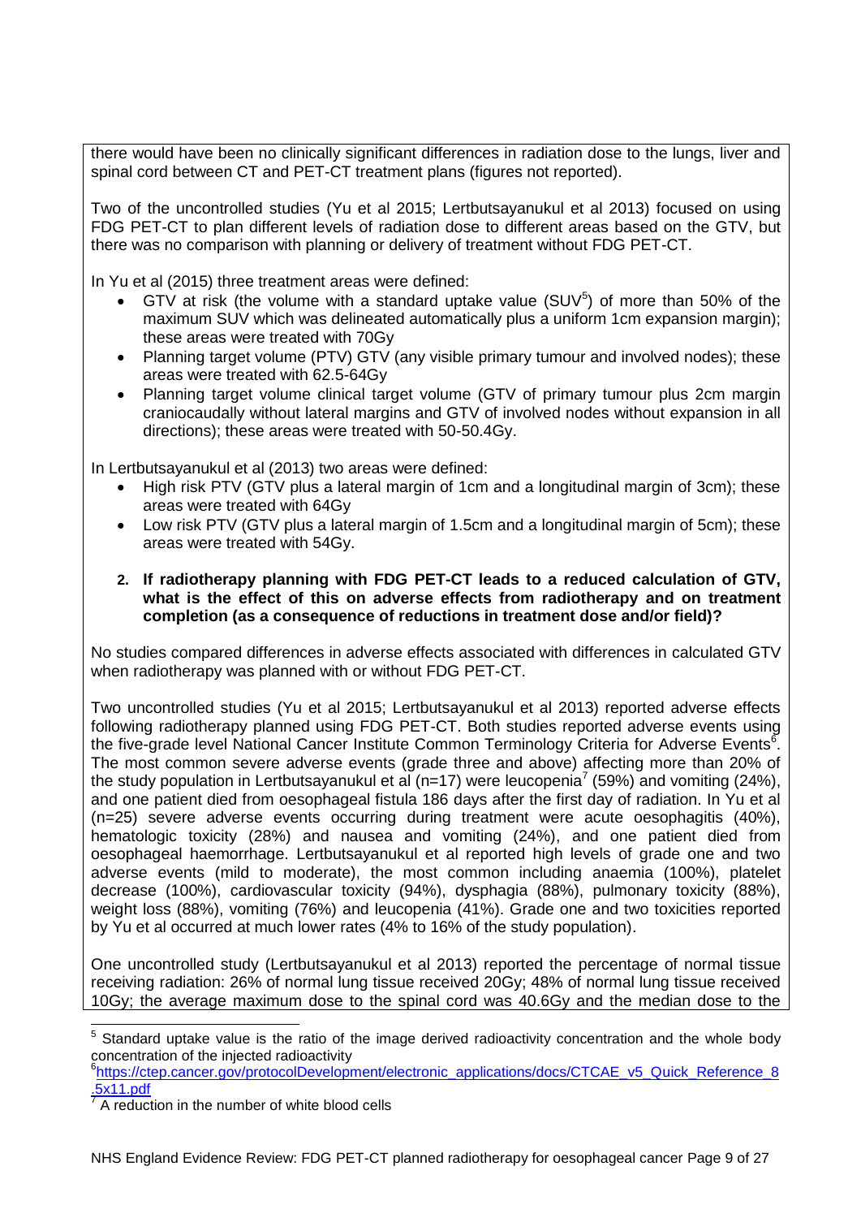there would have been no clinically significant differences in radiation dose to the lungs, liver and spinal cord between CT and PET-CT treatment plans (figures not reported).

Two of the uncontrolled studies (Yu et al 2015; Lertbutsayanukul et al 2013) focused on using FDG PET-CT to plan different levels of radiation dose to different areas based on the GTV, but there was no comparison with planning or delivery of treatment without FDG PET-CT.

In Yu et al (2015) three treatment areas were defined:

- GTV at risk (the volume with a standard uptake value (SUV[5]) of more than 50% of the maximum SUV which was delineated automatically plus a uniform 1cm expansion margin); these areas were treated with 70Gy
- Planning target volume (PTV) GTV (any visible primary tumour and involved nodes); these areas were treated with 62.5-64Gy
- Planning target volume clinical target volume (GTV of primary tumour plus 2cm margin craniocaudally without lateral margins and GTV of involved nodes without expansion in all directions); these areas were treated with 50-50.4Gy.

In Lertbutsayanukul et al (2013) two areas were defined:

- High risk PTV (GTV plus a lateral margin of 1cm and a longitudinal margin of 3cm); these areas were treated with 64Gy
- Low risk PTV (GTV plus a lateral margin of 1.5cm and a longitudinal margin of 5cm); these areas were treated with 54Gy.

**2. If radiotherapy planning with FDG PET-CT leads to a reduced calculation of GTV, what is the effect of this on adverse effects from radiotherapy and on treatment completion (as a consequence of reductions in treatment dose and/or field)?**

No studies compared differences in adverse effects associated with differences in calculated GTV when radiotherapy was planned with or without FDG PET-CT.

Two uncontrolled studies (Yu et al 2015; Lertbutsayanukul et al 2013) reported adverse effects following radiotherapy planned using FDG PET-CT. Both studies reported adverse events using the five-grade level National Cancer Institute Common Terminology Criteria for Adverse Events[6]. The most common severe adverse events (grade three and above) affecting more than 20% of the study population in Lertbutsayanukul et al (n=17) were leucopenia[7] (59%) and vomiting (24%), and one patient died from oesophageal fistula 186 days after the first day of radiation. In Yu et al (n=25) severe adverse events occurring during treatment were acute oesophagitis (40%), hematologic toxicity (28%) and nausea and vomiting (24%), and one patient died from oesophageal haemorrhage. Lertbutsayanukul et al reported high levels of grade one and two adverse events (mild to moderate), the most common including anaemia (100%), platelet decrease (100%), cardiovascular toxicity (94%), dysphagia (88%), pulmonary toxicity (88%), weight loss (88%), vomiting (76%) and leucopenia (41%). Grade one and two toxicities reported by Yu et al occurred at much lower rates (4% to 16% of the study population).

One uncontrolled study (Lertbutsayanukul et al 2013) reported the percentage of normal tissue receiving radiation: 26% of normal lung tissue received 20Gy; 48% of normal lung tissue received 10Gy; the average maximum dose to the spinal cord was 40.6Gy and the median dose to the

---

[5] Standard uptake value is the ratio of the image derived radioactivity concentration and the whole body concentration of the injected radioactivity

[6] https://ctep.cancer.gov/protocolDevelopment/electronic_applications/docs/CTCAE_v5_Quick_Reference_8.5x11.pdf

[7] A reduction in the number of white blood cells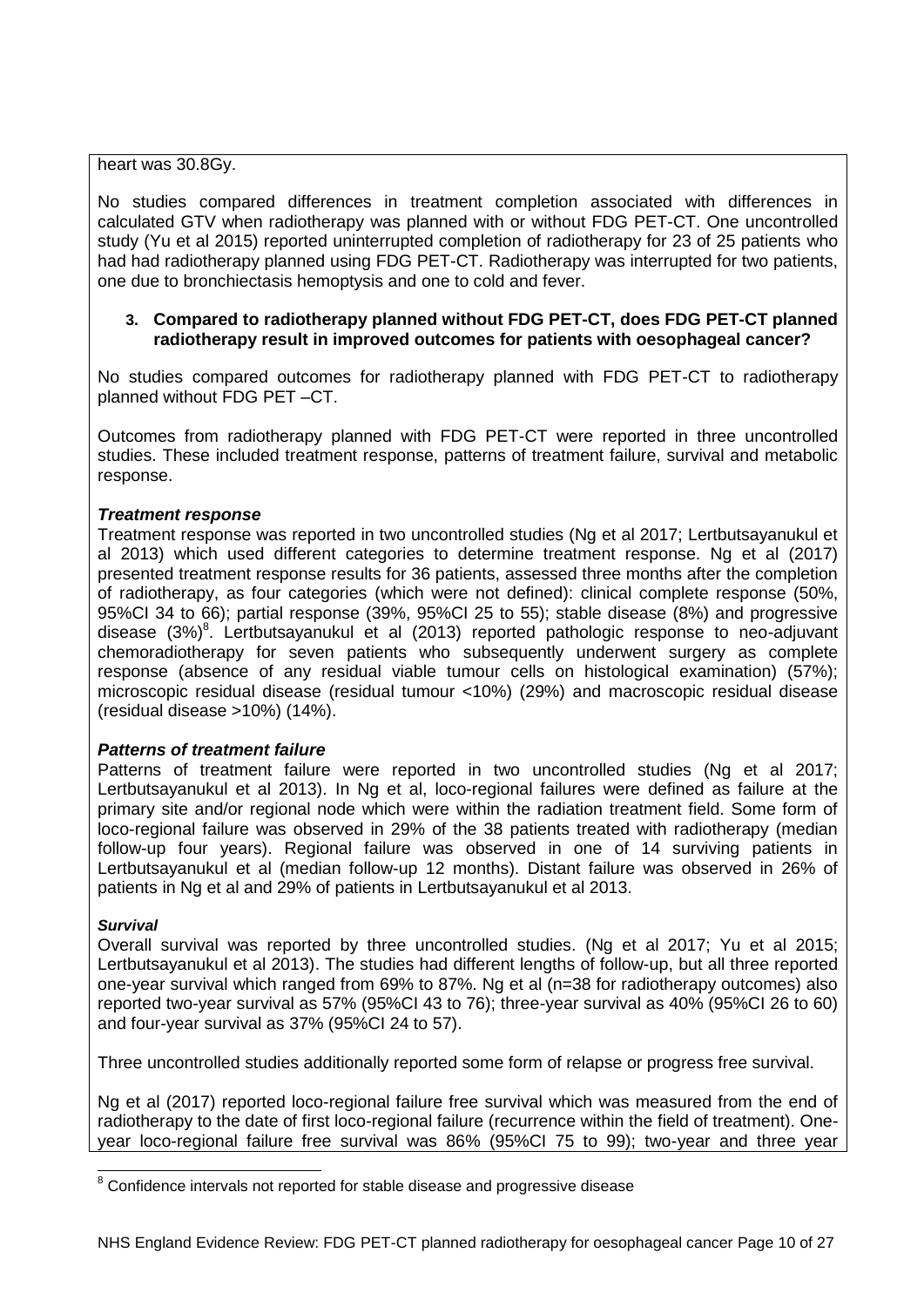heart was 30.8Gy.

No studies compared differences in treatment completion associated with differences in calculated GTV when radiotherapy was planned with or without FDG PET-CT. One uncontrolled study (Yu et al 2015) reported uninterrupted completion of radiotherapy for 23 of 25 patients who had had radiotherapy planned using FDG PET-CT. Radiotherapy was interrupted for two patients, one due to bronchiectasis hemoptysis and one to cold and fever.

3. **Compared to radiotherapy planned without FDG PET-CT, does FDG PET-CT planned radiotherapy result in improved outcomes for patients with oesophageal cancer?**

No studies compared outcomes for radiotherapy planned with FDG PET-CT to radiotherapy planned without FDG PET –CT.

Outcomes from radiotherapy planned with FDG PET-CT were reported in three uncontrolled studies. These included treatment response, patterns of treatment failure, survival and metabolic response.

***Treatment response***

Treatment response was reported in two uncontrolled studies (Ng et al 2017; Lertbutsayanukul et al 2013) which used different categories to determine treatment response. Ng et al (2017) presented treatment response results for 36 patients, assessed three months after the completion of radiotherapy, as four categories (which were not defined): clinical complete response (50%, 95%CI 34 to 66); partial response (39%, 95%CI 25 to 55); stable disease (8%) and progressive disease (3%)[8]. Lertbutsayanukul et al (2013) reported pathologic response to neo-adjuvant chemoradiotherapy for seven patients who subsequently underwent surgery as complete response (absence of any residual viable tumour cells on histological examination) (57%); microscopic residual disease (residual tumour <10%) (29%) and macroscopic residual disease (residual disease >10%) (14%).

***Patterns of treatment failure***

Patterns of treatment failure were reported in two uncontrolled studies (Ng et al 2017; Lertbutsayanukul et al 2013). In Ng et al, loco-regional failures were defined as failure at the primary site and/or regional node which were within the radiation treatment field. Some form of loco-regional failure was observed in 29% of the 38 patients treated with radiotherapy (median follow-up four years). Regional failure was observed in one of 14 surviving patients in Lertbutsayanukul et al (median follow-up 12 months). Distant failure was observed in 26% of patients in Ng et al and 29% of patients in Lertbutsayanukul et al 2013.

***Survival***

Overall survival was reported by three uncontrolled studies. (Ng et al 2017; Yu et al 2015; Lertbutsayanukul et al 2013). The studies had different lengths of follow-up, but all three reported one-year survival which ranged from 69% to 87%. Ng et al (n=38 for radiotherapy outcomes) also reported two-year survival as 57% (95%CI 43 to 76); three-year survival as 40% (95%CI 26 to 60) and four-year survival as 37% (95%CI 24 to 57).

Three uncontrolled studies additionally reported some form of relapse or progress free survival.

Ng et al (2017) reported loco-regional failure free survival which was measured from the end of radiotherapy to the date of first loco-regional failure (recurrence within the field of treatment). One-year loco-regional failure free survival was 86% (95%CI 75 to 99); two-year and three year

[8] Confidence intervals not reported for stable disease and progressive disease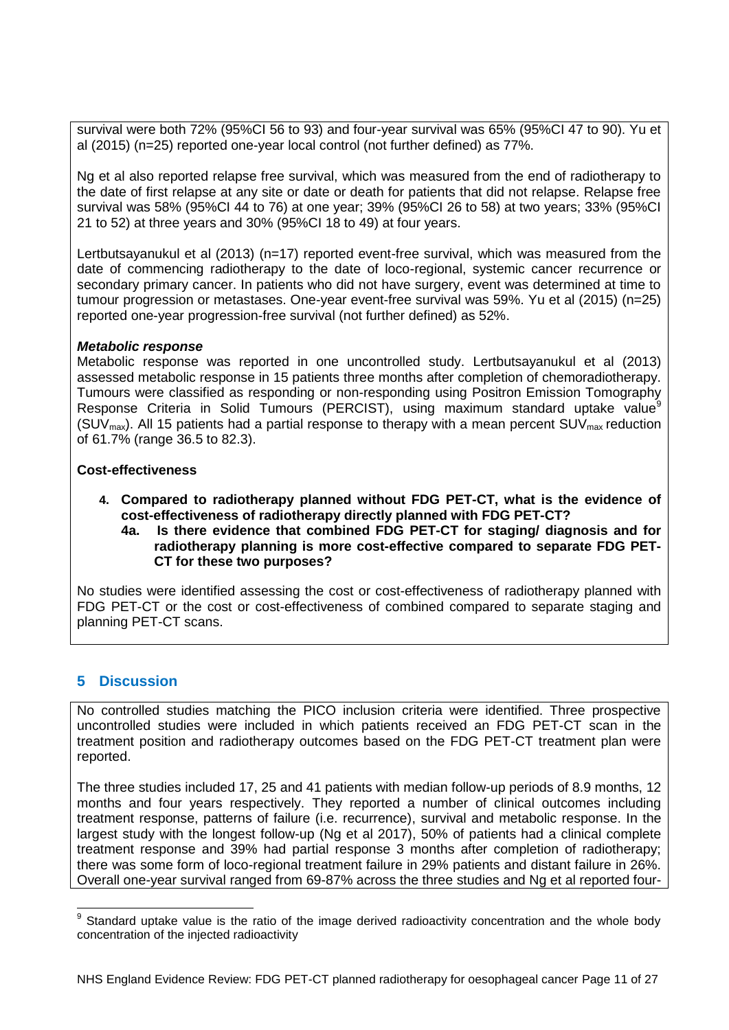survival were both 72% (95%CI 56 to 93) and four-year survival was 65% (95%CI 47 to 90). Yu et al (2015) (n=25) reported one-year local control (not further defined) as 77%.

Ng et al also reported relapse free survival, which was measured from the end of radiotherapy to the date of first relapse at any site or date or death for patients that did not relapse. Relapse free survival was 58% (95%CI 44 to 76) at one year; 39% (95%CI 26 to 58) at two years; 33% (95%CI 21 to 52) at three years and 30% (95%CI 18 to 49) at four years.

Lertbutsayanukul et al (2013) (n=17) reported event-free survival, which was measured from the date of commencing radiotherapy to the date of loco-regional, systemic cancer recurrence or secondary primary cancer. In patients who did not have surgery, event was determined at time to tumour progression or metastases. One-year event-free survival was 59%. Yu et al (2015) (n=25) reported one-year progression-free survival (not further defined) as 52%.

***Metabolic response***

Metabolic response was reported in one uncontrolled study. Lertbutsayanukul et al (2013) assessed metabolic response in 15 patients three months after completion of chemoradiotherapy. Tumours were classified as responding or non-responding using Positron Emission Tomography Response Criteria in Solid Tumours (PERCIST), using maximum standard uptake value[9] ($SUV_{max}$). All 15 patients had a partial response to therapy with a mean percent $SUV_{max}$ reduction of 61.7% (range 36.5 to 82.3).

**Cost-effectiveness**

4. **Compared to radiotherapy planned without FDG PET-CT, what is the evidence of cost-effectiveness of radiotherapy directly planned with FDG PET-CT?**
   **4a. Is there evidence that combined FDG PET-CT for staging/ diagnosis and for radiotherapy planning is more cost-effective compared to separate FDG PET-CT for these two purposes?**

No studies were identified assessing the cost or cost-effectiveness of radiotherapy planned with FDG PET-CT or the cost or cost-effectiveness of combined compared to separate staging and planning PET-CT scans.

## 5 Discussion

No controlled studies matching the PICO inclusion criteria were identified. Three prospective uncontrolled studies were included in which patients received an FDG PET-CT scan in the treatment position and radiotherapy outcomes based on the FDG PET-CT treatment plan were reported.

The three studies included 17, 25 and 41 patients with median follow-up periods of 8.9 months, 12 months and four years respectively. They reported a number of clinical outcomes including treatment response, patterns of failure (i.e. recurrence), survival and metabolic response. In the largest study with the longest follow-up (Ng et al 2017), 50% of patients had a clinical complete treatment response and 39% had partial response 3 months after completion of radiotherapy; there was some form of loco-regional treatment failure in 29% patients and distant failure in 26%. Overall one-year survival ranged from 69-87% across the three studies and Ng et al reported four-

[9] Standard uptake value is the ratio of the image derived radioactivity concentration and the whole body concentration of the injected radioactivity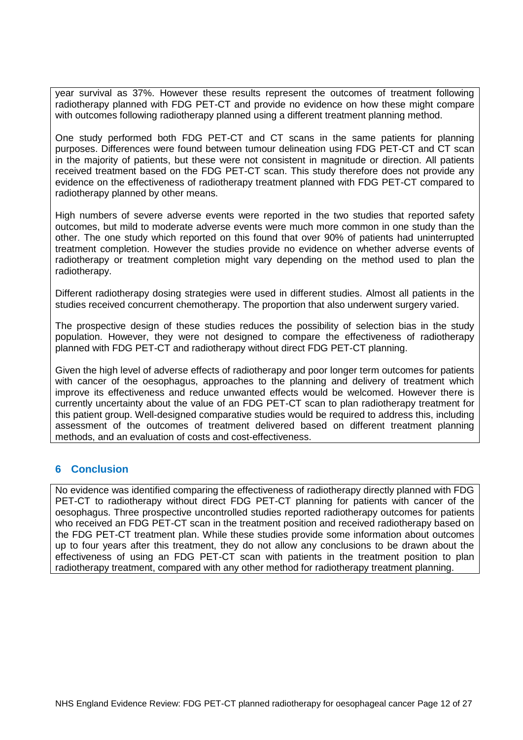year survival as 37%. However these results represent the outcomes of treatment following radiotherapy planned with FDG PET-CT and provide no evidence on how these might compare with outcomes following radiotherapy planned using a different treatment planning method.

One study performed both FDG PET-CT and CT scans in the same patients for planning purposes. Differences were found between tumour delineation using FDG PET-CT and CT scan in the majority of patients, but these were not consistent in magnitude or direction. All patients received treatment based on the FDG PET-CT scan. This study therefore does not provide any evidence on the effectiveness of radiotherapy treatment planned with FDG PET-CT compared to radiotherapy planned by other means.

High numbers of severe adverse events were reported in the two studies that reported safety outcomes, but mild to moderate adverse events were much more common in one study than the other. The one study which reported on this found that over 90% of patients had uninterrupted treatment completion. However the studies provide no evidence on whether adverse events of radiotherapy or treatment completion might vary depending on the method used to plan the radiotherapy.

Different radiotherapy dosing strategies were used in different studies. Almost all patients in the studies received concurrent chemotherapy. The proportion that also underwent surgery varied.

The prospective design of these studies reduces the possibility of selection bias in the study population. However, they were not designed to compare the effectiveness of radiotherapy planned with FDG PET-CT and radiotherapy without direct FDG PET-CT planning.

Given the high level of adverse effects of radiotherapy and poor longer term outcomes for patients with cancer of the oesophagus, approaches to the planning and delivery of treatment which improve its effectiveness and reduce unwanted effects would be welcomed. However there is currently uncertainty about the value of an FDG PET-CT scan to plan radiotherapy treatment for this patient group. Well-designed comparative studies would be required to address this, including assessment of the outcomes of treatment delivered based on different treatment planning methods, and an evaluation of costs and cost-effectiveness.

## 6 Conclusion

No evidence was identified comparing the effectiveness of radiotherapy directly planned with FDG PET-CT to radiotherapy without direct FDG PET-CT planning for patients with cancer of the oesophagus. Three prospective uncontrolled studies reported radiotherapy outcomes for patients who received an FDG PET-CT scan in the treatment position and received radiotherapy based on the FDG PET-CT treatment plan. While these studies provide some information about outcomes up to four years after this treatment, they do not allow any conclusions to be drawn about the effectiveness of using an FDG PET-CT scan with patients in the treatment position to plan radiotherapy treatment, compared with any other method for radiotherapy treatment planning.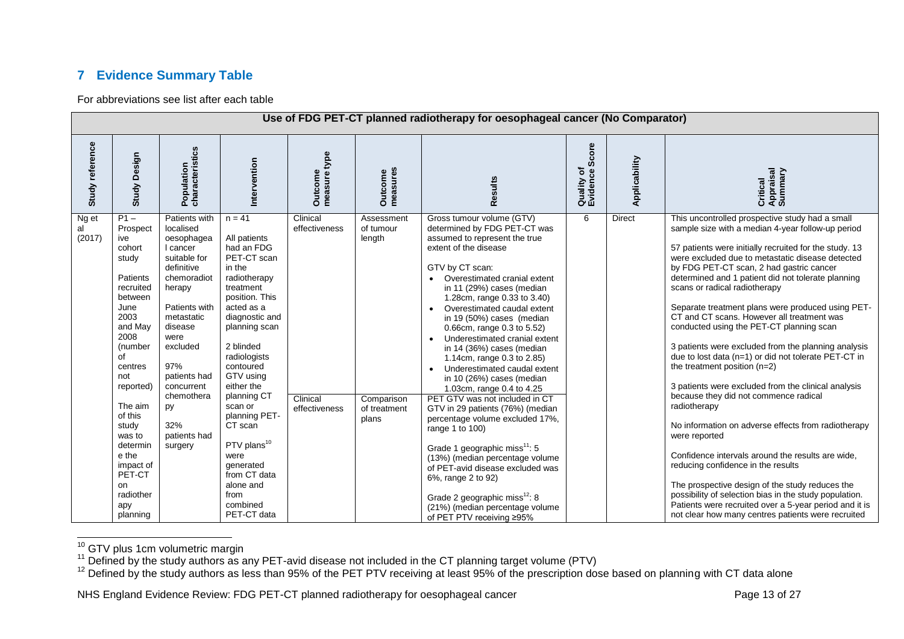## 7 Evidence Summary Table

For abbreviations see list after each table

| Use of FDG PET-CT planned radiotherapy for oesophageal cancer (No Comparator) | | | | | | | | | |
|---|---|---|---|---|---|---|---|---|---|
| **Study reference** | **Study Design** | **Population characteristics** | **Intervention** | **Outcome measure type** | **Outcome measures** | **Results** | **Quality of Evidence Score** | **Applicability** | **Critical Appraisal Summary** |
| Ng et al (2017) | P1 – Prospective cohort study<br><br>Patients recruited between June 2003 and May 2008 (number of centres not reported)<br><br>The aim of this study was to determine the impact of PET-CT on radiotherapy planning | Patients with localised oesophageal cancer suitable for definitive chemoradiotherapy<br><br>Patients with metastatic disease were excluded<br><br>97% patients had concurrent chemotherapy<br><br>32% patients had surgery | n = 41<br><br>All patients had an FDG PET-CT scan in the radiotherapy treatment position. This acted as a diagnostic and planning scan<br><br>2 blinded radiologists contoured GTV using either the planning CT scan or planning PET-CT scan<br><br>PTV plans[10] were generated from CT data alone and from combined PET-CT data | Clinical effectiveness | Assessment of tumour length | Gross tumour volume (GTV) determined by FDG PET-CT was assumed to represent the true extent of the disease<br><br>GTV by CT scan:<br>• Overestimated cranial extent in 11 (29%) cases (median 1.28cm, range 0.33 to 3.40)<br>• Overestimated caudal extent in 19 (50%) cases (median 0.66cm, range 0.3 to 5.52)<br>• Underestimated cranial extent in 14 (36%) cases (median 1.14cm, range 0.3 to 2.85)<br>• Underestimated caudal extent in 10 (26%) cases (median 1.03cm, range 0.4 to 4.25 | 6 | Direct | This uncontrolled prospective study had a small sample size with a median 4-year follow-up period<br><br>57 patients were initially recruited for the study. 13 were excluded due to metastatic disease detected by FDG PET-CT scan, 2 had gastric cancer determined and 1 patient did not tolerate planning scans or radical radiotherapy<br><br>Separate treatment plans were produced using PET-CT and CT scans. However all treatment was conducted using the PET-CT planning scan<br><br>3 patients were excluded from the planning analysis due to lost data (n=1) or did not tolerate PET-CT in the treatment position (n=2)<br><br>3 patients were excluded from the clinical analysis because they did not commence radical radiotherapy<br><br>No information on adverse effects from radiotherapy were reported<br><br>Confidence intervals around the results are wide, reducing confidence in the results<br><br>The prospective design of the study reduces the possibility of selection bias in the study population. Patients were recruited over a 5-year period and it is not clear how many centres patients were recruited |
| | | | | Clinical effectiveness | Comparison of treatment plans | PET GTV was not included in CT GTV in 29 patients (76%) (median percentage volume excluded 17%, range 1 to 100)<br><br>Grade 1 geographic miss[11]: 5 (13%) (median percentage volume of PET-avid disease excluded was 6%, range 2 to 92)<br><br>Grade 2 geographic miss[12]: 8 (21%) (median percentage volume of PET PTV receiving ≥95% | | | |

[10] GTV plus 1cm volumetric margin

[11] Defined by the study authors as any PET-avid disease not included in the CT planning target volume (PTV)

[12] Defined by the study authors as less than 95% of the PET PTV receiving at least 95% of the prescription dose based on planning with CT data alone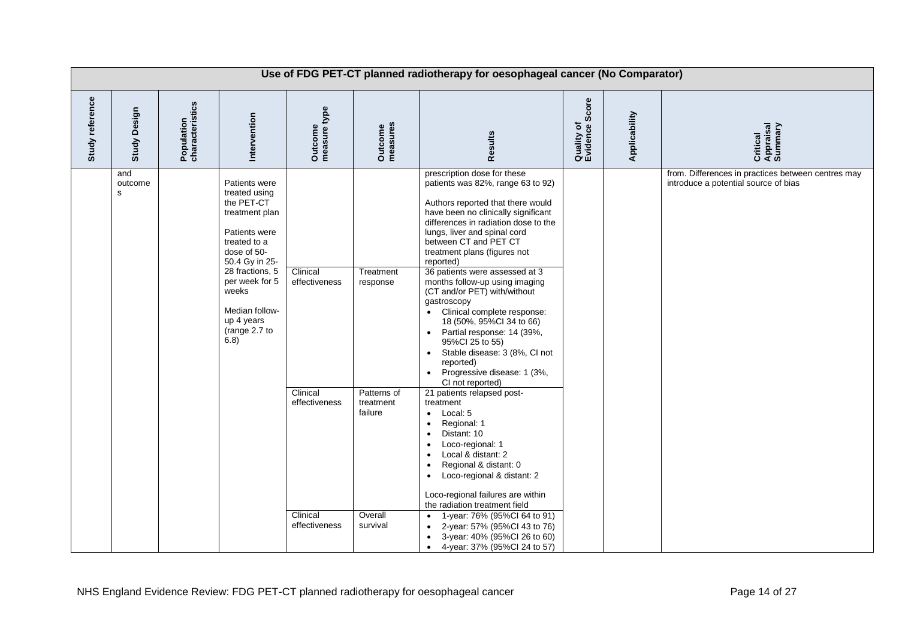| Use of FDG PET-CT planned radiotherapy for oesophageal cancer (No Comparator) | | | | | | | | | |
|---|---|---|---|---|---|---|---|---|---|
| **Study reference** | **Study Design** | **Population characteristics** | **Intervention** | **Outcome measure type** | **Outcome measures** | **Results** | **Quality of Evidence Score** | **Applicability** | **Critical Appraisal Summary** |
| | and outcomes | | Patients were treated using the PET-CT treatment plan<br><br>Patients were treated to a dose of 50-50.4 Gy in 25-28 fractions, 5 per week for 5 weeks<br><br>Median follow-up 4 years (range 2.7 to 6.8) | | | prescription dose for these patients was 82%, range 63 to 92)<br><br>Authors reported that there would have been no clinically significant differences in radiation dose to the lungs, liver and spinal cord between CT and PET CT treatment plans (figures not reported) | | | from. Differences in practices between centres may introduce a potential source of bias |
| | | | | Clinical effectiveness | Treatment response | 36 patients were assessed at 3 months follow-up using imaging (CT and/or PET) with/without gastroscopy<br>• Clinical complete response: 18 (50%, 95%CI 34 to 66)<br>• Partial response: 14 (39%, 95%CI 25 to 55)<br>• Stable disease: 3 (8%, CI not reported)<br>• Progressive disease: 1 (3%, CI not reported) | | | |
| | | | | Clinical effectiveness | Patterns of treatment failure | 21 patients relapsed post-treatment<br>• Local: 5<br>• Regional: 1<br>• Distant: 10<br>• Loco-regional: 1<br>• Local & distant: 2<br>• Regional & distant: 0<br>• Loco-regional & distant: 2<br><br>Loco-regional failures are within the radiation treatment field | | | |
| | | | | Clinical effectiveness | Overall survival | • 1-year: 76% (95%CI 64 to 91)<br>• 2-year: 57% (95%CI 43 to 76)<br>• 3-year: 40% (95%CI 26 to 60)<br>• 4-year: 37% (95%CI 24 to 57) | | | |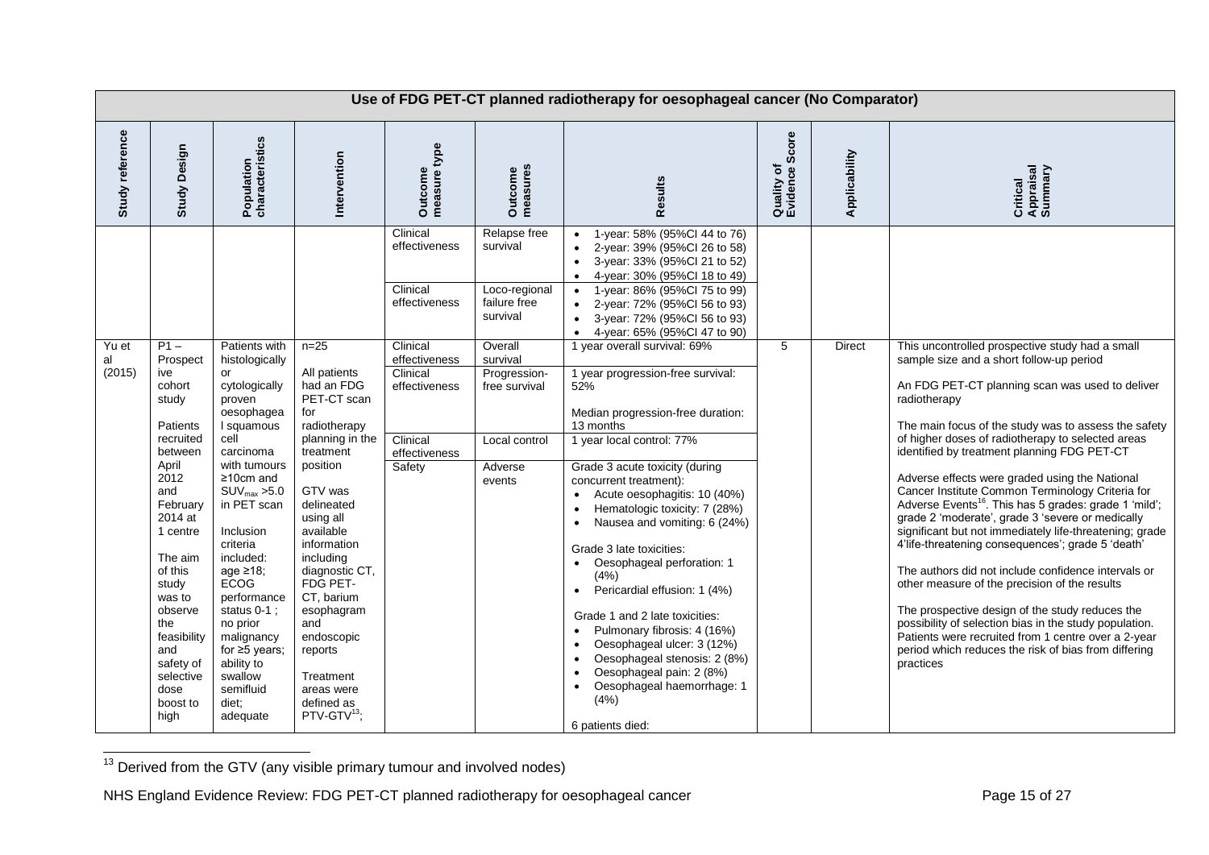| Use of FDG PET-CT planned radiotherapy for oesophageal cancer (No Comparator) | | | | | | | | | |
|---|---|---|---|---|---|---|---|---|---|
| Study reference | Study Design | Population characteristics | Intervention | Outcome measure type | Outcome measures | Results | Quality of Evidence Score | Applicability | Critical Appraisal Summary |
| | | | | Clinical effectiveness | Relapse free survival | • 1-year: 58% (95%CI 44 to 76)<br>• 2-year: 39% (95%CI 26 to 58)<br>• 3-year: 33% (95%CI 21 to 52)<br>• 4-year: 30% (95%CI 18 to 49) | | | |
| | | | | Clinical effectiveness | Loco-regional failure free survival | • 1-year: 86% (95%CI 75 to 99)<br>• 2-year: 72% (95%CI 56 to 93)<br>• 3-year: 72% (95%CI 56 to 93)<br>• 4-year: 65% (95%CI 47 to 90) | | | |
| Yu et al (2015) | P1 – Prospective cohort study<br><br>Patients recruited between April 2012 and February 2014 at 1 centre<br><br>The aim of this study was to observe the feasibility and safety of selective dose boost to high | Patients with histologically or cytologically proven oesophageal squamous cell carcinoma with tumours ≥10cm and $SUV_{max}$ >5.0 in PET scan<br><br>Inclusion criteria included: age ≥18; ECOG performance status 0-1 ; no prior malignancy for ≥5 years; ability to swallow semifluid diet; adequate | n=25<br><br>All patients had an FDG PET-CT scan for radiotherapy planning in the treatment position<br><br>GTV was delineated using all available information including diagnostic CT, FDG PET-CT, barium esophagram and endoscopic reports<br><br>Treatment areas were defined as PTV-GTV[13]; | Clinical effectiveness | Overall survival | 1 year overall survival: 69% | 5 | Direct | This uncontrolled prospective study had a small sample size and a short follow-up period<br><br>An FDG PET-CT planning scan was used to deliver radiotherapy<br><br>The main focus of the study was to assess the safety of higher doses of radiotherapy to selected areas identified by treatment planning FDG PET-CT<br><br>Adverse effects were graded using the National Cancer Institute Common Terminology Criteria for Adverse Events[16]. This has 5 grades: grade 1 'mild'; grade 2 'moderate', grade 3 'severe or medically significant but not immediately life-threatening; grade 4'life-threatening consequences'; grade 5 'death'<br><br>The authors did not include confidence intervals or other measure of the precision of the results<br><br>The prospective design of the study reduces the possibility of selection bias in the study population. Patients were recruited from 1 centre over a 2-year period which reduces the risk of bias from differing practices |
| | | | | Clinical effectiveness | Progression-free survival | 1 year progression-free survival: 52%<br><br>Median progression-free duration: 13 months | | | |
| | | | | Clinical effectiveness | Local control | 1 year local control: 77% | | | |
| | | | | Safety | Adverse events | Grade 3 acute toxicity (during concurrent treatment):<br>• Acute oesophagitis: 10 (40%)<br>• Hematologic toxicity: 7 (28%)<br>• Nausea and vomiting: 6 (24%)<br><br>Grade 3 late toxicities:<br>• Oesophageal perforation: 1 (4%)<br>• Pericardial effusion: 1 (4%)<br><br>Grade 1 and 2 late toxicities:<br>• Pulmonary fibrosis: 4 (16%)<br>• Oesophageal ulcer: 3 (12%)<br>• Oesophageal stenosis: 2 (8%)<br>• Oesophageal pain: 2 (8%)<br>• Oesophageal haemorrhage: 1 (4%)<br><br>6 patients died: | | | |

[13] Derived from the GTV (any visible primary tumour and involved nodes)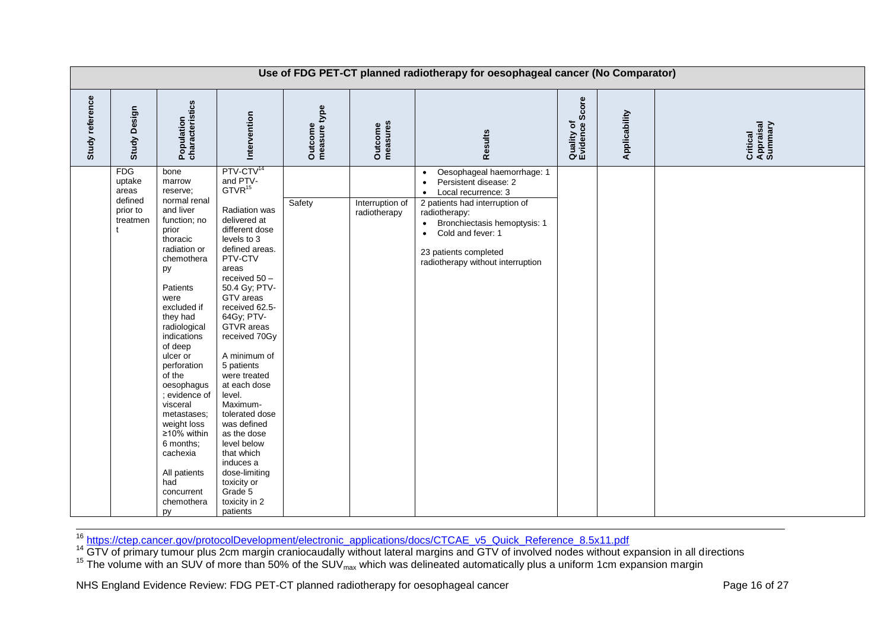| Use of FDG PET-CT planned radiotherapy for oesophageal cancer (No Comparator) | | | | | | | | | |
|---|---|---|---|---|---|---|---|---|---|
| Study reference | Study Design | Population characteristics | Intervention | Outcome measure type | Outcome measures | Results | Quality of Evidence Score | Applicability | Critical Appraisal Summary |
| | FDG uptake areas defined prior to treatment | bone marrow reserve; normal renal and liver function; no prior thoracic radiation or chemotherapy<br><br>Patients were excluded if they had radiological indications of deep ulcer or perforation of the oesophagus; evidence of visceral metastases; weight loss ≥10% within 6 months; cachexia<br><br>All patients had concurrent chemotherapy | PTV-CTV[14] and PTV-GTVR[15]<br><br>Radiation was delivered at different dose levels to 3 defined areas. PTV-CTV areas received 50 – 50.4 Gy; PTV-GTV areas received 62.5-64Gy; PTV-GTVR areas received 70Gy<br><br>A minimum of 5 patients were treated at each dose level. Maximum-tolerated dose was defined as the dose level below that which induces a dose-limiting toxicity or Grade 5 toxicity in 2 patients | | | • Oesophageal haemorrhage: 1<br>• Persistent disease: 2<br>• Local recurrence: 3 | | | |
| | | | | Safety | Interruption of radiotherapy | 2 patients had interruption of radiotherapy:<br>• Bronchiectasis hemoptysis: 1<br>• Cold and fever: 1<br><br>23 patients completed radiotherapy without interruption | | | |

[16] https://ctep.cancer.gov/protocolDevelopment/electronic_applications/docs/CTCAE_v5_Quick_Reference_8.5x11.pdf

[14] GTV of primary tumour plus 2cm margin craniocaudally without lateral margins and GTV of involved nodes without expansion in all directions

[15] The volume with an SUV of more than 50% of the $SUV_{max}$ which was delineated automatically plus a uniform 1cm expansion margin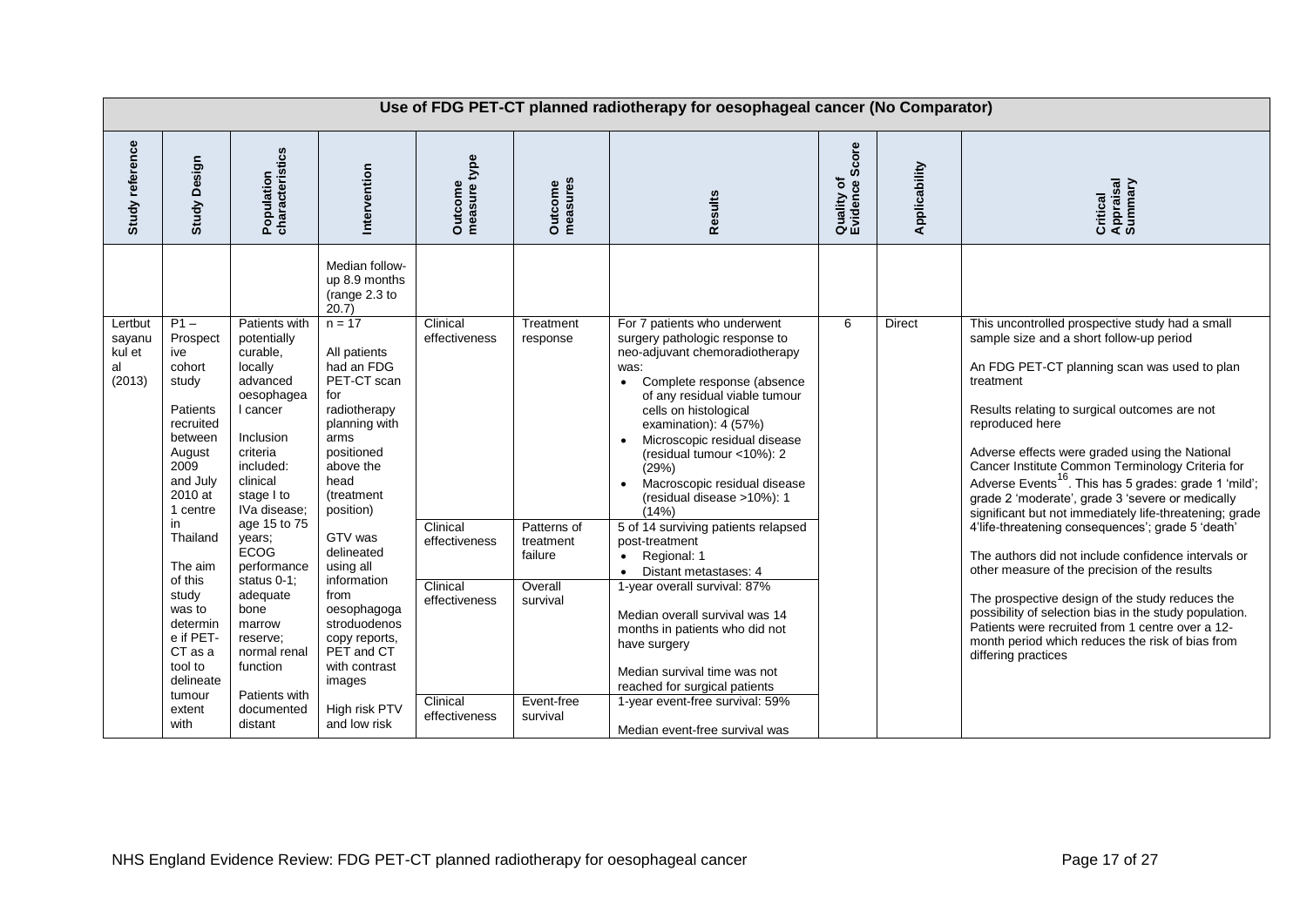| Use of FDG PET-CT planned radiotherapy for oesophageal cancer (No Comparator) | | | | | | | | | |
|---|---|---|---|---|---|---|---|---|---|
| Study reference | Study Design | Population characteristics | Intervention | Outcome measure type | Outcome measures | Results | Quality of Evidence Score | Applicability | Critical Appraisal Summary |
| | | | Median follow-up 8.9 months (range 2.3 to 20.7) | | | | | | |
| Lertbutsayanukul et al (2013) | P1 – Prospective cohort study<br><br>Patients recruited between August 2009 and July 2010 at 1 centre in Thailand<br><br>The aim of this study was to determine if PET-CT as a tool to delineate tumour extent with | Patients with potentially curable, locally advanced oesophageal cancer<br><br>Inclusion criteria included: clinical stage I to IVa disease; age 15 to 75 years; ECOG performance status 0-1; adequate bone marrow reserve; normal renal function<br><br>Patients with documented distant | n = 17<br><br>All patients had an FDG PET-CT scan for radiotherapy planning with arms positioned above the head (treatment position)<br><br>GTV was delineated using all information from oesophagogastroduodenoscopy reports, PET and CT with contrast images<br><br>High risk PTV and low risk | Clinical effectiveness | Treatment response | For 7 patients who underwent surgery pathologic response to neo-adjuvant chemoradiotherapy was:<br>• Complete response (absence of any residual viable tumour cells on histological examination): 4 (57%)<br>• Microscopic residual disease (residual tumour <10%): 2 (29%)<br>• Macroscopic residual disease (residual disease >10%): 1 (14%) | 6 | Direct | This uncontrolled prospective study had a small sample size and a short follow-up period<br><br>An FDG PET-CT planning scan was used to plan treatment<br><br>Results relating to surgical outcomes are not reproduced here<br><br>Adverse effects were graded using the National Cancer Institute Common Terminology Criteria for Adverse Events[16]. This has 5 grades: grade 1 'mild'; grade 2 'moderate', grade 3 'severe or medically significant but not immediately life-threatening; grade 4'life-threatening consequences'; grade 5 'death'<br><br>The authors did not include confidence intervals or other measure of the precision of the results<br><br>The prospective design of the study reduces the possibility of selection bias in the study population. Patients were recruited from 1 centre over a 12-month period which reduces the risk of bias from differing practices |
| | | | | Clinical effectiveness | Patterns of treatment failure | 5 of 14 surviving patients relapsed post-treatment<br>• Regional: 1<br>• Distant metastases: 4 | | | |
| | | | | Clinical effectiveness | Overall survival | 1-year overall survival: 87%<br><br>Median overall survival was 14 months in patients who did not have surgery<br><br>Median survival time was not reached for surgical patients | | | |
| | | | | Clinical effectiveness | Event-free survival | 1-year event-free survival: 59%<br><br>Median event-free survival was | | | |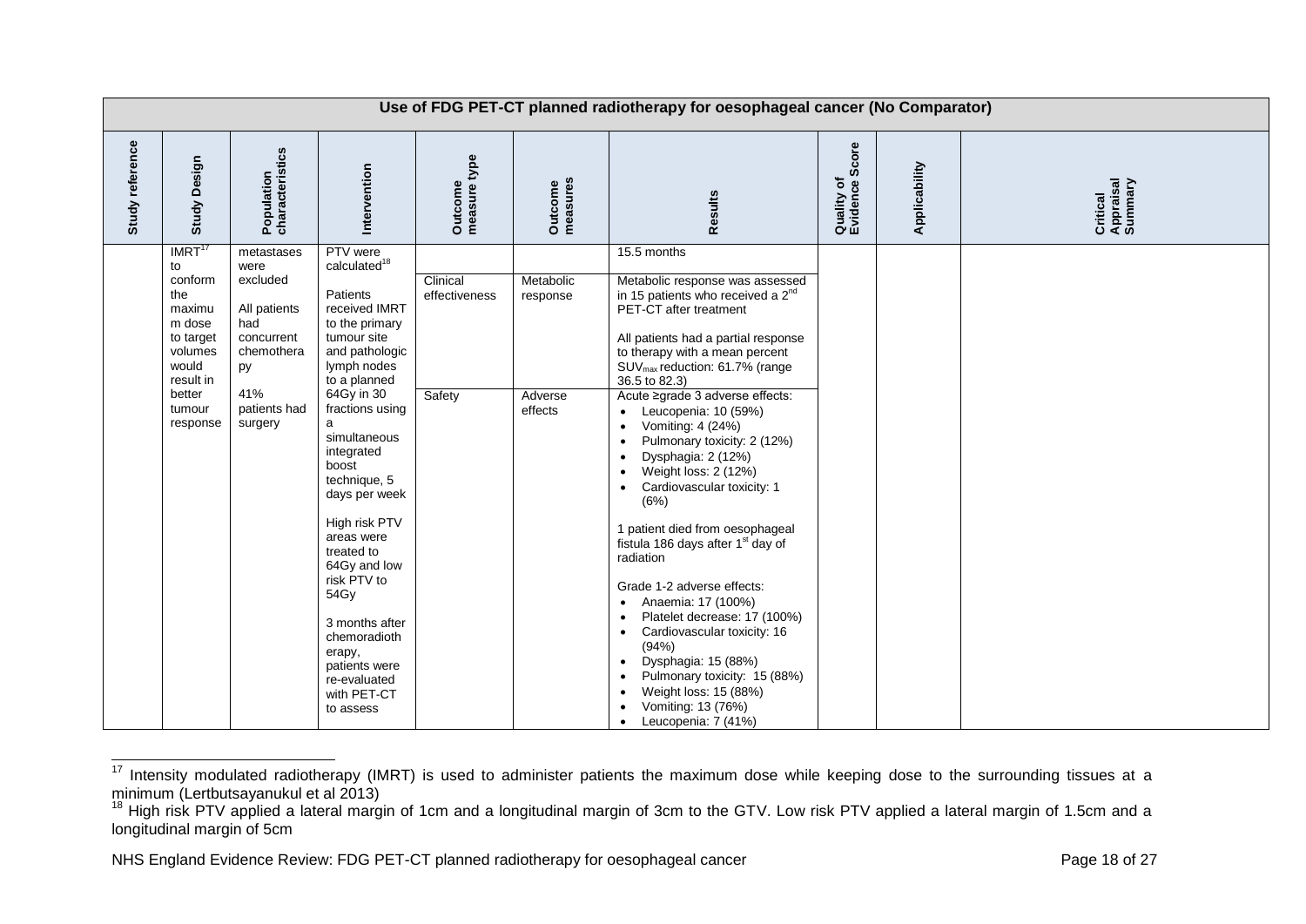| Use of FDG PET-CT planned radiotherapy for oesophageal cancer (No Comparator) | | | | | | | | | |
|---|---|---|---|---|---|---|---|---|---|
| Study reference | Study Design | Population characteristics | Intervention | Outcome measure type | Outcome measures | Results | Quality of Evidence Score | Applicability | Critical Appraisal Summary |
| | IMRT[17] to conform the maximum dose to target volumes would result in better tumour response | metastases were excluded<br><br>All patients had concurrent chemotherapy<br><br>41% patients had surgery | PTV were calculated[18]<br><br>Patients received IMRT to the primary tumour site and pathologic lymph nodes to a planned 64Gy in 30 fractions using a simultaneous integrated boost technique, 5 days per week<br><br>High risk PTV areas were treated to 64Gy and low risk PTV to 54Gy<br><br>3 months after chemoradiotherapy, patients were re-evaluated with PET-CT to assess | | | 15.5 months | | | |
| | | | | Clinical effectiveness | Metabolic response | Metabolic response was assessed in 15 patients who received a 2nd PET-CT after treatment<br><br>All patients had a partial response to therapy with a mean percent $SUV_{max}$ reduction: 61.7% (range 36.5 to 82.3) | | | |
| | | | | Safety | Adverse effects | Acute ≥grade 3 adverse effects:<br>• Leucopenia: 10 (59%)<br>• Vomiting: 4 (24%)<br>• Pulmonary toxicity: 2 (12%)<br>• Dysphagia: 2 (12%)<br>• Weight loss: 2 (12%)<br>• Cardiovascular toxicity: 1 (6%)<br><br>1 patient died from oesophageal fistula 186 days after 1st day of radiation<br><br>Grade 1-2 adverse effects:<br>• Anaemia: 17 (100%)<br>• Platelet decrease: 17 (100%)<br>• Cardiovascular toxicity: 16 (94%)<br>• Dysphagia: 15 (88%)<br>• Pulmonary toxicity: 15 (88%)<br>• Weight loss: 15 (88%)<br>• Vomiting: 13 (76%)<br>• Leucopenia: 7 (41%) | | | |

[17] Intensity modulated radiotherapy (IMRT) is used to administer patients the maximum dose while keeping dose to the surrounding tissues at a minimum (Lertbutsayanukul et al 2013)

[18] High risk PTV applied a lateral margin of 1cm and a longitudinal margin of 3cm to the GTV. Low risk PTV applied a lateral margin of 1.5cm and a longitudinal margin of 5cm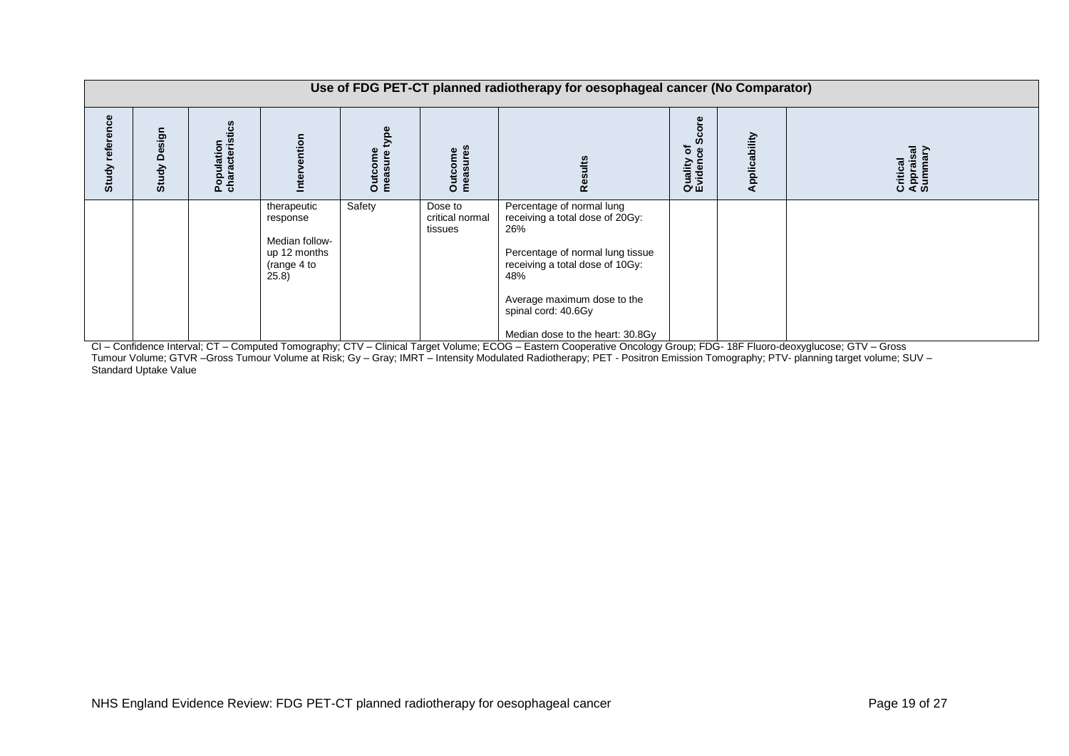| Use of FDG PET-CT planned radiotherapy for oesophageal cancer (No Comparator) | | | | | | | | | |
|---|---|---|---|---|---|---|---|---|---|
| Study reference | Study Design | Population characteristics | Intervention | Outcome measure type | Outcome measures | Results | Quality of Evidence Score | Applicability | Critical Appraisal Summary |
| | | | therapeutic response<br><br>Median follow-up 12 months (range 4 to 25.8) | Safety | Dose to critical normal tissues | Percentage of normal lung receiving a total dose of 20Gy: 26%<br><br>Percentage of normal lung tissue receiving a total dose of 10Gy: 48%<br><br>Average maximum dose to the spinal cord: 40.6Gy<br><br>Median dose to the heart: 30.8Gy | | | |

CI – Confidence Interval; CT – Computed Tomography; CTV – Clinical Target Volume; ECOG – Eastern Cooperative Oncology Group; FDG- 18F Fluoro-deoxyglucose; GTV – Gross Tumour Volume; GTVR –Gross Tumour Volume at Risk; Gy – Gray; IMRT – Intensity Modulated Radiotherapy; PET - Positron Emission Tomography; PTV- planning target volume; SUV – Standard Uptake Value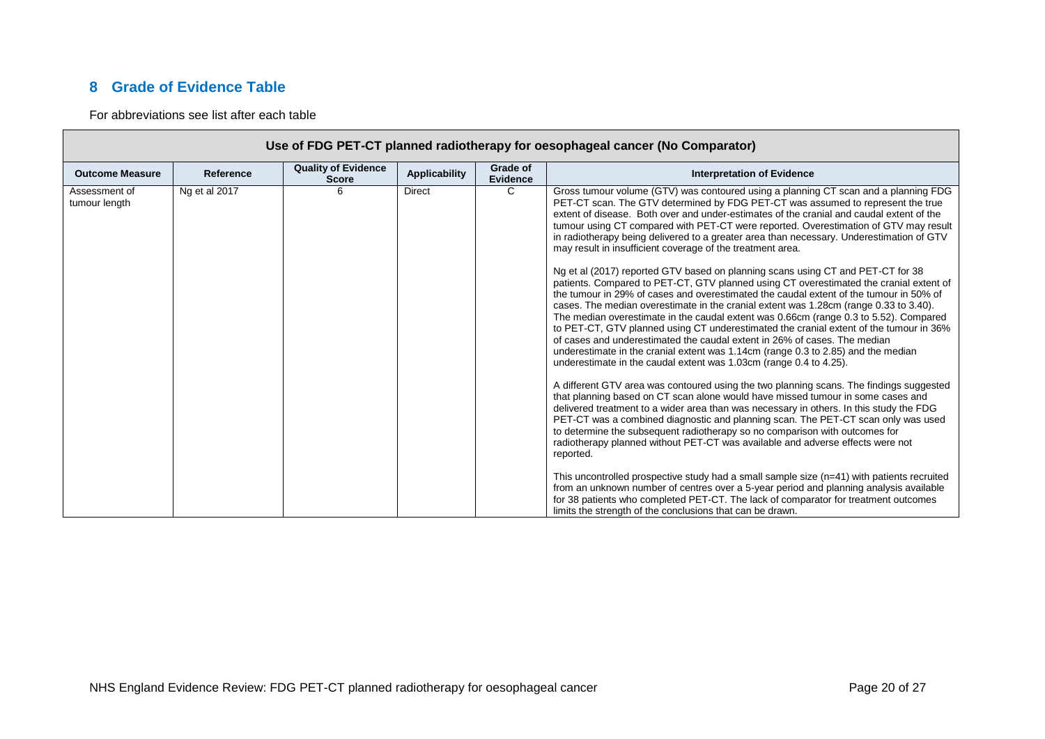## 8 Grade of Evidence Table

For abbreviations see list after each table

| Use of FDG PET-CT planned radiotherapy for oesophageal cancer (No Comparator) | | | | | |
|---|---|---|---|---|---|
| **Outcome Measure** | **Reference** | **Quality of Evidence Score** | **Applicability** | **Grade of Evidence** | **Interpretation of Evidence** |
| Assessment of tumour length | Ng et al 2017 | 6 | Direct | C | Gross tumour volume (GTV) was contoured using a planning CT scan and a planning FDG PET-CT scan. The GTV determined by FDG PET-CT was assumed to represent the true extent of disease. Both over and under-estimates of the cranial and caudal extent of the tumour using CT compared with PET-CT were reported. Overestimation of GTV may result in radiotherapy being delivered to a greater area than necessary. Underestimation of GTV may result in insufficient coverage of the treatment area.<br><br>Ng et al (2017) reported GTV based on planning scans using CT and PET-CT for 38 patients. Compared to PET-CT, GTV planned using CT overestimated the cranial extent of the tumour in 29% of cases and overestimated the caudal extent of the tumour in 50% of cases. The median overestimate in the cranial extent was 1.28cm (range 0.33 to 3.40). The median overestimate in the caudal extent was 0.66cm (range 0.3 to 5.52). Compared to PET-CT, GTV planned using CT underestimated the cranial extent of the tumour in 36% of cases and underestimated the caudal extent in 26% of cases. The median underestimate in the cranial extent was 1.14cm (range 0.3 to 2.85) and the median underestimate in the caudal extent was 1.03cm (range 0.4 to 4.25).<br><br>A different GTV area was contoured using the two planning scans. The findings suggested that planning based on CT scan alone would have missed tumour in some cases and delivered treatment to a wider area than was necessary in others. In this study the FDG PET-CT was a combined diagnostic and planning scan. The PET-CT scan only was used to determine the subsequent radiotherapy so no comparison with outcomes for radiotherapy planned without PET-CT was available and adverse effects were not reported.<br><br>This uncontrolled prospective study had a small sample size (n=41) with patients recruited from an unknown number of centres over a 5-year period and planning analysis available for 38 patients who completed PET-CT. The lack of comparator for treatment outcomes limits the strength of the conclusions that can be drawn. |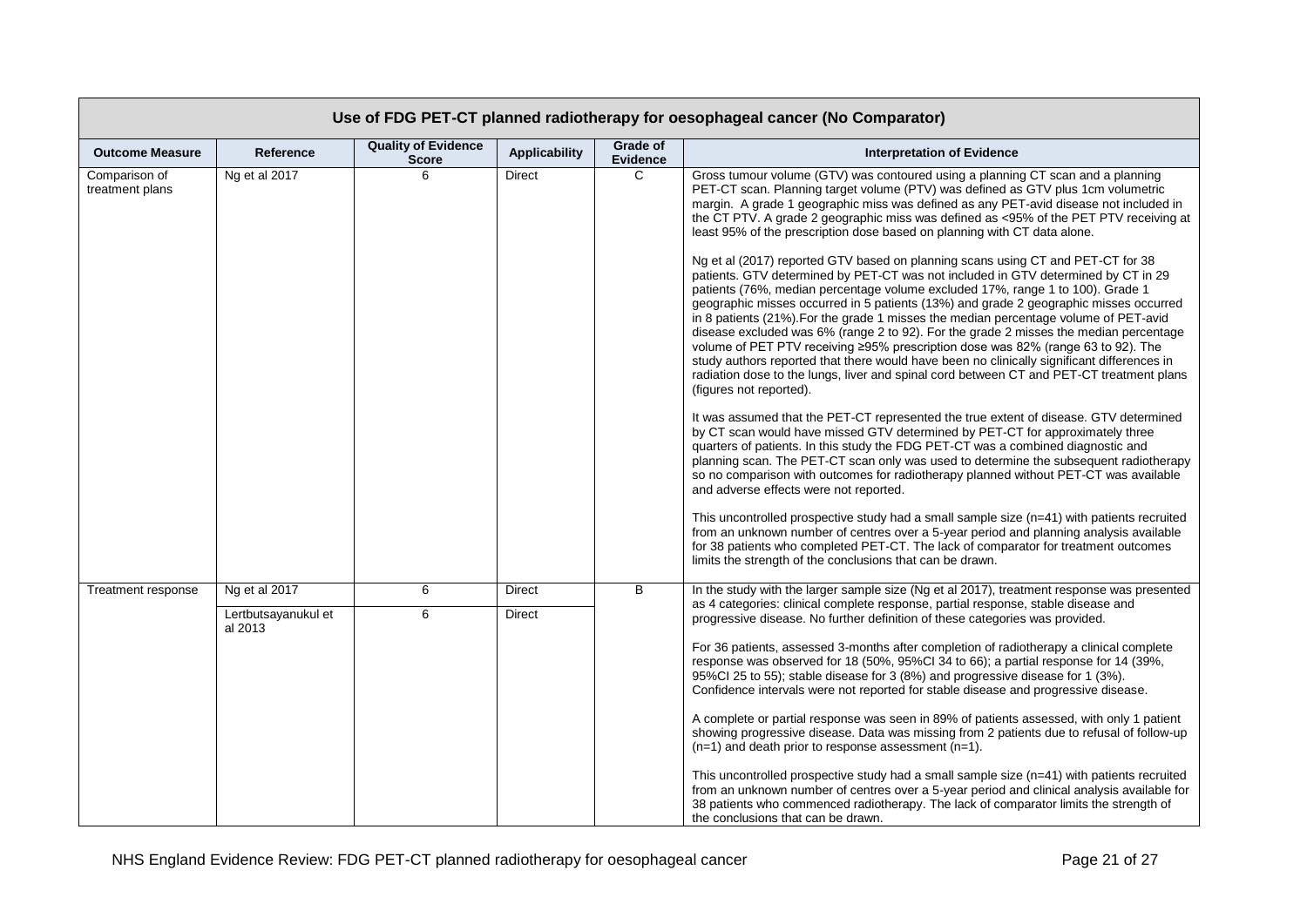| Use of FDG PET-CT planned radiotherapy for oesophageal cancer (No Comparator) | | | | | |
|---|---|---|---|---|---|
| **Outcome Measure** | **Reference** | **Quality of Evidence Score** | **Applicability** | **Grade of Evidence** | **Interpretation of Evidence** |
| Comparison of treatment plans | Ng et al 2017 | 6 | Direct | C | Gross tumour volume (GTV) was contoured using a planning CT scan and a planning PET-CT scan. Planning target volume (PTV) was defined as GTV plus 1cm volumetric margin. A grade 1 geographic miss was defined as any PET-avid disease not included in the CT PTV. A grade 2 geographic miss was defined as <95% of the PET PTV receiving at least 95% of the prescription dose based on planning with CT data alone.<br><br>Ng et al (2017) reported GTV based on planning scans using CT and PET-CT for 38 patients. GTV determined by PET-CT was not included in GTV determined by CT in 29 patients (76%, median percentage volume excluded 17%, range 1 to 100). Grade 1 geographic misses occurred in 5 patients (13%) and grade 2 geographic misses occurred in 8 patients (21%).For the grade 1 misses the median percentage volume of PET-avid disease excluded was 6% (range 2 to 92). For the grade 2 misses the median percentage volume of PET PTV receiving ≥95% prescription dose was 82% (range 63 to 92). The study authors reported that there would have been no clinically significant differences in radiation dose to the lungs, liver and spinal cord between CT and PET-CT treatment plans (figures not reported).<br><br>It was assumed that the PET-CT represented the true extent of disease. GTV determined by CT scan would have missed GTV determined by PET-CT for approximately three quarters of patients. In this study the FDG PET-CT was a combined diagnostic and planning scan. The PET-CT scan only was used to determine the subsequent radiotherapy so no comparison with outcomes for radiotherapy planned without PET-CT was available and adverse effects were not reported.<br><br>This uncontrolled prospective study had a small sample size (n=41) with patients recruited from an unknown number of centres over a 5-year period and planning analysis available for 38 patients who completed PET-CT. The lack of comparator for treatment outcomes limits the strength of the conclusions that can be drawn. |
| Treatment response | Ng et al 2017<br><br>Lertbutsayanukul et al 2013 | 6<br><br>6 | Direct<br><br>Direct | B | In the study with the larger sample size (Ng et al 2017), treatment response was presented as 4 categories: clinical complete response, partial response, stable disease and progressive disease. No further definition of these categories was provided.<br><br>For 36 patients, assessed 3-months after completion of radiotherapy a clinical complete response was observed for 18 (50%, 95%CI 34 to 66); a partial response for 14 (39%, 95%CI 25 to 55); stable disease for 3 (8%) and progressive disease for 1 (3%). Confidence intervals were not reported for stable disease and progressive disease.<br><br>A complete or partial response was seen in 89% of patients assessed, with only 1 patient showing progressive disease. Data was missing from 2 patients due to refusal of follow-up (n=1) and death prior to response assessment (n=1).<br><br>This uncontrolled prospective study had a small sample size (n=41) with patients recruited from an unknown number of centres over a 5-year period and clinical analysis available for 38 patients who commenced radiotherapy. The lack of comparator limits the strength of the conclusions that can be drawn. |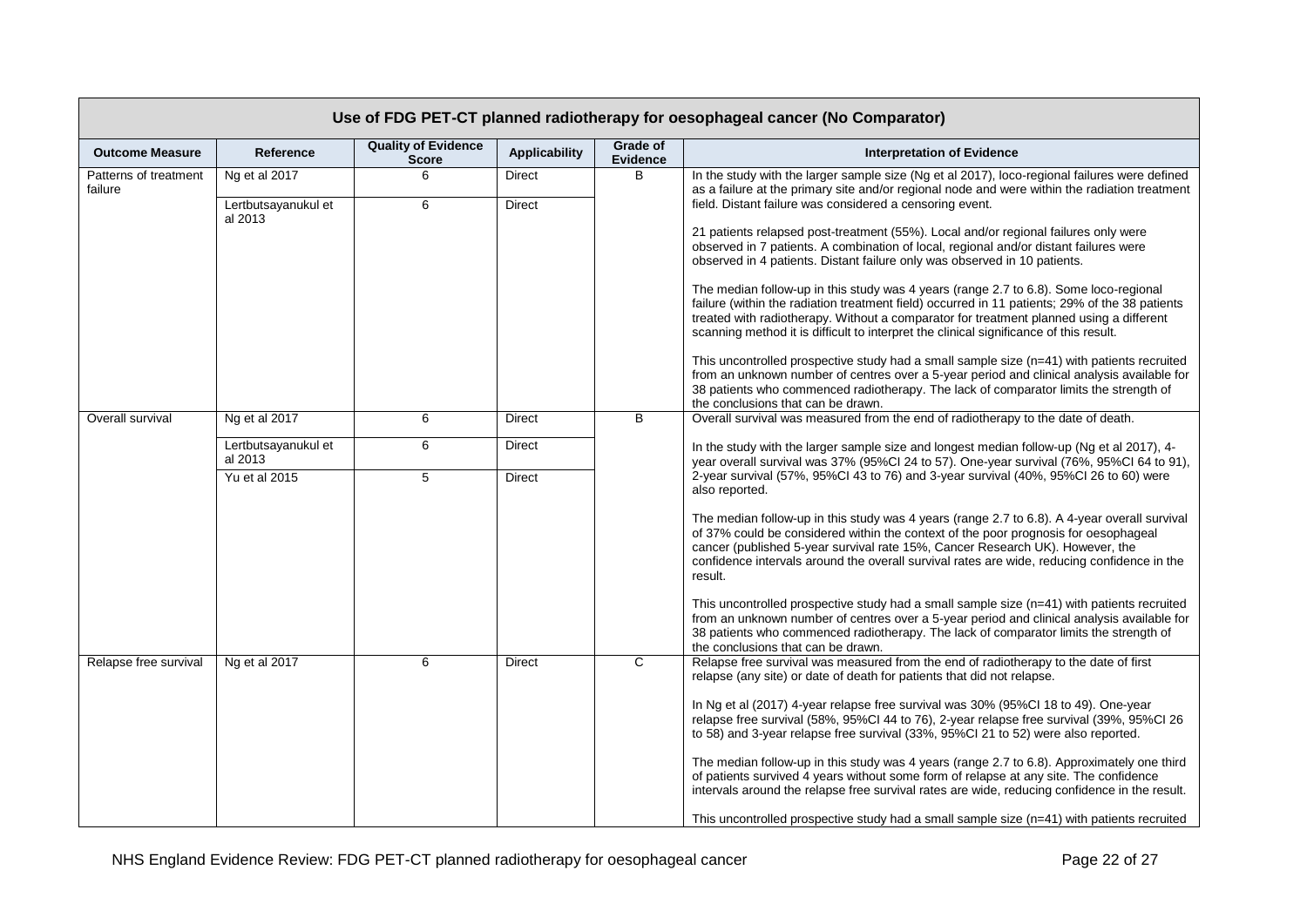| Use of FDG PET-CT planned radiotherapy for oesophageal cancer (No Comparator) | | | | | |
|---|---|---|---|---|---|
| **Outcome Measure** | **Reference** | **Quality of Evidence Score** | **Applicability** | **Grade of Evidence** | **Interpretation of Evidence** |
| Patterns of treatment failure | Ng et al 2017<br><br>Lertbutsayanukul et al 2013 | 6<br><br>6 | Direct<br><br>Direct | B | In the study with the larger sample size (Ng et al 2017), loco-regional failures were defined as a failure at the primary site and/or regional node and were within the radiation treatment field. Distant failure was considered a censoring event.<br><br>21 patients relapsed post-treatment (55%). Local and/or regional failures only were observed in 7 patients. A combination of local, regional and/or distant failures were observed in 4 patients. Distant failure only was observed in 10 patients.<br><br>The median follow-up in this study was 4 years (range 2.7 to 6.8). Some loco-regional failure (within the radiation treatment field) occurred in 11 patients; 29% of the 38 patients treated with radiotherapy. Without a comparator for treatment planned using a different scanning method it is difficult to interpret the clinical significance of this result.<br><br>This uncontrolled prospective study had a small sample size (n=41) with patients recruited from an unknown number of centres over a 5-year period and clinical analysis available for 38 patients who commenced radiotherapy. The lack of comparator limits the strength of the conclusions that can be drawn. |
| Overall survival | Ng et al 2017<br><br>Lertbutsayanukul et al 2013<br><br>Yu et al 2015 | 6<br><br>6<br><br>5 | Direct<br><br>Direct<br><br>Direct | B | Overall survival was measured from the end of radiotherapy to the date of death.<br><br>In the study with the larger sample size and longest median follow-up (Ng et al 2017), 4-year overall survival was 37% (95%CI 24 to 57). One-year survival (76%, 95%CI 64 to 91), 2-year survival (57%, 95%CI 43 to 76) and 3-year survival (40%, 95%CI 26 to 60) were also reported.<br><br>The median follow-up in this study was 4 years (range 2.7 to 6.8). A 4-year overall survival of 37% could be considered within the context of the poor prognosis for oesophageal cancer (published 5-year survival rate 15%, Cancer Research UK). However, the confidence intervals around the overall survival rates are wide, reducing confidence in the result.<br><br>This uncontrolled prospective study had a small sample size (n=41) with patients recruited from an unknown number of centres over a 5-year period and clinical analysis available for 38 patients who commenced radiotherapy. The lack of comparator limits the strength of the conclusions that can be drawn. |
| Relapse free survival | Ng et al 2017 | 6 | Direct | C | Relapse free survival was measured from the end of radiotherapy to the date of first relapse (any site) or date of death for patients that did not relapse.<br><br>In Ng et al (2017) 4-year relapse free survival was 30% (95%CI 18 to 49). One-year relapse free survival (58%, 95%CI 44 to 76), 2-year relapse free survival (39%, 95%CI 26 to 58) and 3-year relapse free survival (33%, 95%CI 21 to 52) were also reported.<br><br>The median follow-up in this study was 4 years (range 2.7 to 6.8). Approximately one third of patients survived 4 years without some form of relapse at any site. The confidence intervals around the relapse free survival rates are wide, reducing confidence in the result.<br><br>This uncontrolled prospective study had a small sample size (n=41) with patients recruited |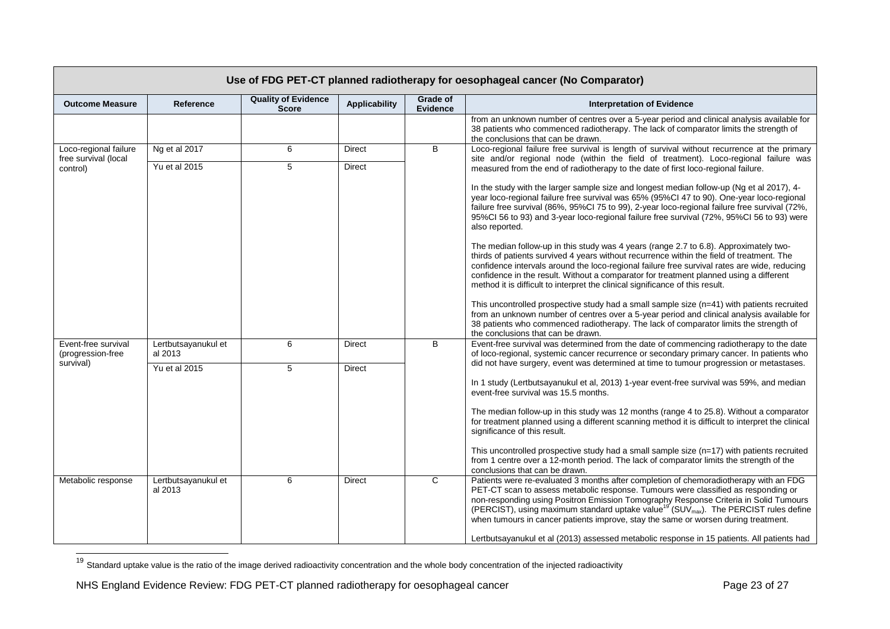| Use of FDG PET-CT planned radiotherapy for oesophageal cancer (No Comparator) | | | | | |
|---|---|---|---|---|---|
| **Outcome Measure** | **Reference** | **Quality of Evidence Score** | **Applicability** | **Grade of Evidence** | **Interpretation of Evidence** |
| | | | | | from an unknown number of centres over a 5-year period and clinical analysis available for 38 patients who commenced radiotherapy. The lack of comparator limits the strength of the conclusions that can be drawn. |
| Loco-regional failure free survival (local control) | Ng et al 2017 | 6 | Direct | B | Loco-regional failure free survival is length of survival without recurrence at the primary site and/or regional node (within the field of treatment). Loco-regional failure was measured from the end of radiotherapy to the date of first loco-regional failure. In the study with the larger sample size and longest median follow-up (Ng et al 2017), 4-year loco-regional failure free survival was 65% (95%CI 47 to 90). One-year loco-regional failure free survival (86%, 95%CI 75 to 99), 2-year loco-regional failure free survival (72%, 95%CI 56 to 93) and 3-year loco-regional failure free survival (72%, 95%CI 56 to 93) were also reported. The median follow-up in this study was 4 years (range 2.7 to 6.8). Approximately two-thirds of patients survived 4 years without recurrence within the field of treatment. The confidence intervals around the loco-regional failure free survival rates are wide, reducing confidence in the result. Without a comparator for treatment planned using a different method it is difficult to interpret the clinical significance of this result. This uncontrolled prospective study had a small sample size (n=41) with patients recruited from an unknown number of centres over a 5-year period and clinical analysis available for 38 patients who commenced radiotherapy. The lack of comparator limits the strength of the conclusions that can be drawn. |
| | Yu et al 2015 | 5 | Direct | | |
| Event-free survival (progression-free survival) | Lertbutsayanukul et al 2013 | 6 | Direct | B | Event-free survival was determined from the date of commencing radiotherapy to the date of loco-regional, systemic cancer recurrence or secondary primary cancer. In patients who did not have surgery, event was determined at time to tumour progression or metastases. In 1 study (Lertbutsayanukul et al, 2013) 1-year event-free survival was 59%, and median event-free survival was 15.5 months. The median follow-up in this study was 12 months (range 4 to 25.8). Without a comparator for treatment planned using a different scanning method it is difficult to interpret the clinical significance of this result. This uncontrolled prospective study had a small sample size (n=17) with patients recruited from 1 centre over a 12-month period. The lack of comparator limits the strength of the conclusions that can be drawn. |
| | Yu et al 2015 | 5 | Direct | | |
| Metabolic response | Lertbutsayanukul et al 2013 | 6 | Direct | C | Patients were re-evaluated 3 months after completion of chemoradiotherapy with an FDG PET-CT scan to assess metabolic response. Tumours were classified as responding or non-responding using Positron Emission Tomography Response Criteria in Solid Tumours (PERCIST), using maximum standard uptake value[19] ($SUV_{max}$). The PERCIST rules define when tumours in cancer patients improve, stay the same or worsen during treatment. Lertbutsayanukul et al (2013) assessed metabolic response in 15 patients. All patients had |

[19] Standard uptake value is the ratio of the image derived radioactivity concentration and the whole body concentration of the injected radioactivity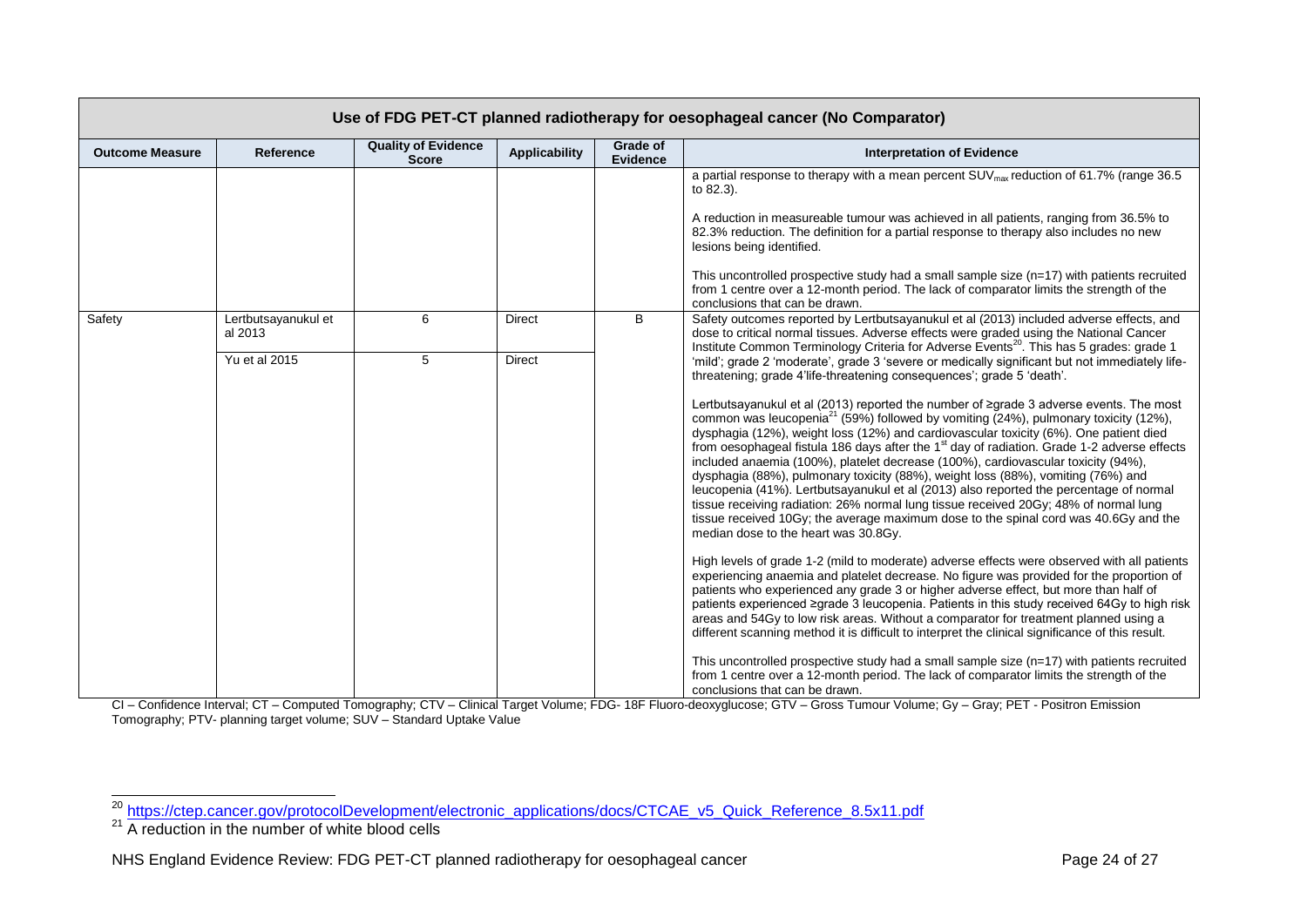| Use of FDG PET-CT planned radiotherapy for oesophageal cancer (No Comparator) | | | | | |
|---|---|---|---|---|---|
| **Outcome Measure** | **Reference** | **Quality of Evidence Score** | **Applicability** | **Grade of Evidence** | **Interpretation of Evidence** |
| | | | | | a partial response to therapy with a mean percent $SUV_{max}$ reduction of 61.7% (range 36.5 to 82.3).<br><br>A reduction in measureable tumour was achieved in all patients, ranging from 36.5% to 82.3% reduction. The definition for a partial response to therapy also includes no new lesions being identified.<br><br>This uncontrolled prospective study had a small sample size (n=17) with patients recruited from 1 centre over a 12-month period. The lack of comparator limits the strength of the conclusions that can be drawn. |
| Safety | Lertbutsayanukul et al 2013<br><br>Yu et al 2015 | 6<br><br>5 | Direct<br><br>Direct | B | Safety outcomes reported by Lertbutsayanukul et al (2013) included adverse effects, and dose to critical normal tissues. Adverse effects were graded using the National Cancer Institute Common Terminology Criteria for Adverse Events[20]. This has 5 grades: grade 1 'mild'; grade 2 'moderate', grade 3 'severe or medically significant but not immediately life-threatening; grade 4'life-threatening consequences'; grade 5 'death'.<br><br>Lertbutsayanukul et al (2013) reported the number of ≥grade 3 adverse events. The most common was leucopenia[21] (59%) followed by vomiting (24%), pulmonary toxicity (12%), dysphagia (12%), weight loss (12%) and cardiovascular toxicity (6%). One patient died from oesophageal fistula 186 days after the 1st day of radiation. Grade 1-2 adverse effects included anaemia (100%), platelet decrease (100%), cardiovascular toxicity (94%), dysphagia (88%), pulmonary toxicity (88%), weight loss (88%), vomiting (76%) and leucopenia (41%). Lertbutsayanukul et al (2013) also reported the percentage of normal tissue receiving radiation: 26% normal lung tissue received 20Gy; 48% of normal lung tissue received 10Gy; the average maximum dose to the spinal cord was 40.6Gy and the median dose to the heart was 30.8Gy.<br><br>High levels of grade 1-2 (mild to moderate) adverse effects were observed with all patients experiencing anaemia and platelet decrease. No figure was provided for the proportion of patients who experienced any grade 3 or higher adverse effect, but more than half of patients experienced ≥grade 3 leucopenia. Patients in this study received 64Gy to high risk areas and 54Gy to low risk areas. Without a comparator for treatment planned using a different scanning method it is difficult to interpret the clinical significance of this result.<br><br>This uncontrolled prospective study had a small sample size (n=17) with patients recruited from 1 centre over a 12-month period. The lack of comparator limits the strength of the conclusions that can be drawn. |

CI – Confidence Interval; CT – Computed Tomography; CTV – Clinical Target Volume; FDG- 18F Fluoro-deoxyglucose; GTV – Gross Tumour Volume; Gy – Gray; PET - Positron Emission Tomography; PTV- planning target volume; SUV – Standard Uptake Value

[20] https://ctep.cancer.gov/protocolDevelopment/electronic_applications/docs/CTCAE_v5_Quick_Reference_8.5x11.pdf

[21] A reduction in the number of white blood cells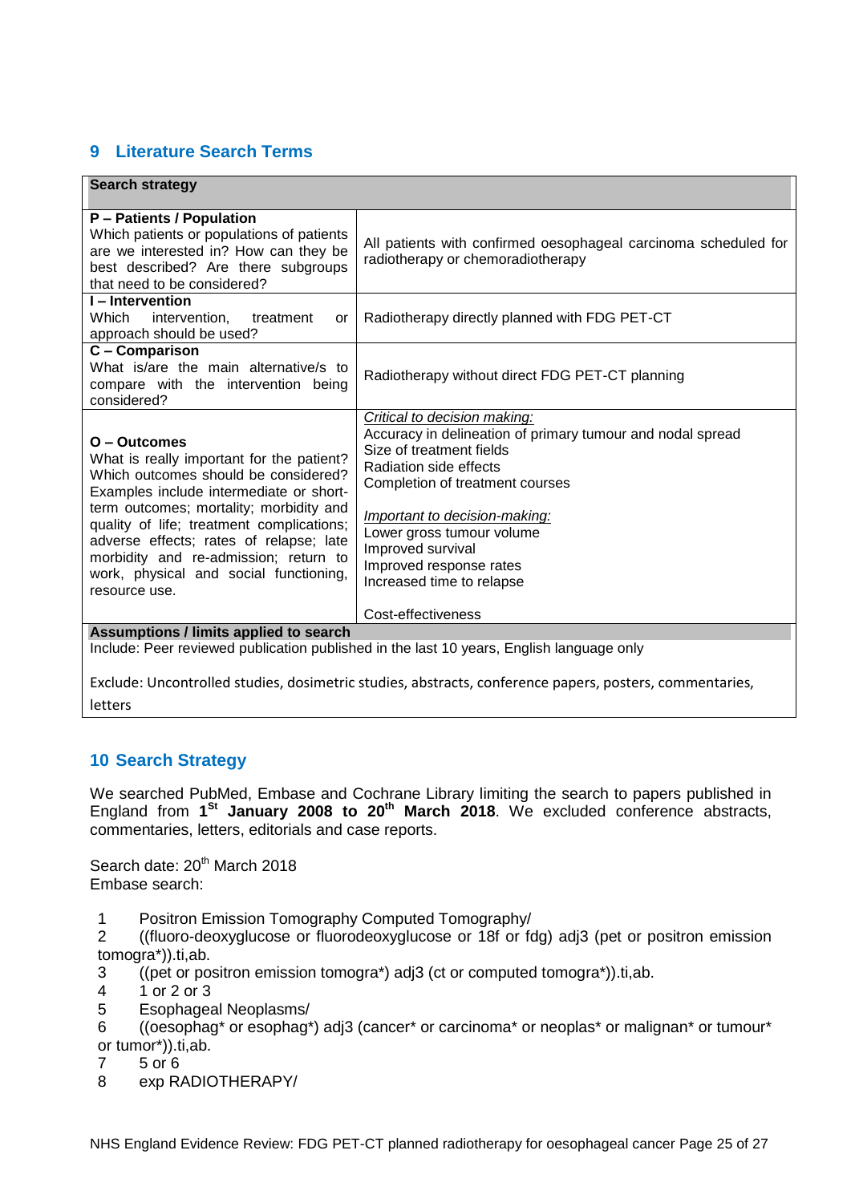## 9 Literature Search Terms

| Search strategy | |
|---|---|
| **P – Patients / Population**<br>Which patients or populations of patients are we interested in? How can they be best described? Are there subgroups that need to be considered? | All patients with confirmed oesophageal carcinoma scheduled for radiotherapy or chemoradiotherapy |
| **I – Intervention**<br>Which intervention, treatment or approach should be used? | Radiotherapy directly planned with FDG PET-CT |
| **C – Comparison**<br>What is/are the main alternative/s to compare with the intervention being considered? | Radiotherapy without direct FDG PET-CT planning |
| **O – Outcomes**<br>What is really important for the patient? Which outcomes should be considered? Examples include intermediate or short-term outcomes; mortality; morbidity and quality of life; treatment complications; adverse effects; rates of relapse; late morbidity and re-admission; return to work, physical and social functioning, resource use. | *Critical to decision making:*<br>Accuracy in delineation of primary tumour and nodal spread<br>Size of treatment fields<br>Radiation side effects<br>Completion of treatment courses<br><br>*Important to decision-making:*<br>Lower gross tumour volume<br>Improved survival<br>Improved response rates<br>Increased time to relapse<br><br>Cost-effectiveness |
| **Assumptions / limits applied to search** | |
| Include: Peer reviewed publication published in the last 10 years, English language only<br><br>Exclude: Uncontrolled studies, dosimetric studies, abstracts, conference papers, posters, commentaries, letters | |

## 10 Search Strategy

We searched PubMed, Embase and Cochrane Library limiting the search to papers published in England from **1st January 2008 to 20th March 2018**. We excluded conference abstracts, commentaries, letters, editorials and case reports.

Search date: 20th March 2018
Embase search:

1 Positron Emission Tomography Computed Tomography/
2 ((fluoro-deoxyglucose or fluorodeoxyglucose or 18f or fdg) adj3 (pet or positron emission tomogra*)).ti,ab.
3 ((pet or positron emission tomogra*) adj3 (ct or computed tomogra*)).ti,ab.
4 1 or 2 or 3
5 Esophageal Neoplasms/
6 ((oesophag* or esophag*) adj3 (cancer* or carcinoma* or neoplas* or malignan* or tumour* or tumor*)).ti,ab.
7 5 or 6
8 exp RADIOTHERAPY/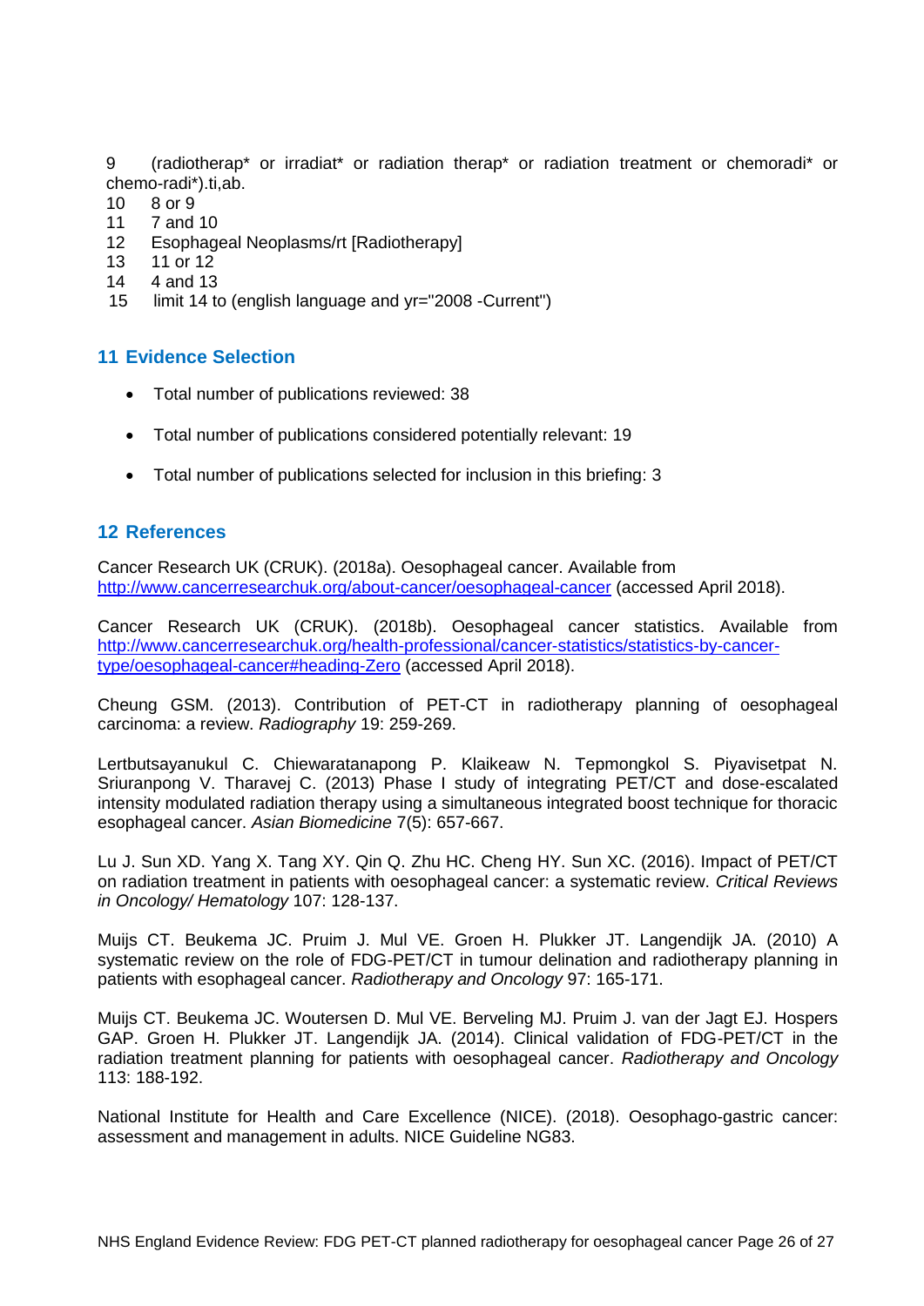9 (radiotherap* or irradiat* or radiation therap* or radiation treatment or chemoradi* or chemo-radi*).ti,ab.
10 8 or 9
11 7 and 10
12 Esophageal Neoplasms/rt [Radiotherapy]
13 11 or 12
14 4 and 13
15 limit 14 to (english language and yr="2008 -Current")

## 11 Evidence Selection

- Total number of publications reviewed: 38
- Total number of publications considered potentially relevant: 19
- Total number of publications selected for inclusion in this briefing: 3

## 12 References

Cancer Research UK (CRUK). (2018a). Oesophageal cancer. Available from http://www.cancerresearchuk.org/about-cancer/oesophageal-cancer (accessed April 2018).

Cancer Research UK (CRUK). (2018b). Oesophageal cancer statistics. Available from http://www.cancerresearchuk.org/health-professional/cancer-statistics/statistics-by-cancer-type/oesophageal-cancer#heading-Zero (accessed April 2018).

Cheung GSM. (2013). Contribution of PET-CT in radiotherapy planning of oesophageal carcinoma: a review. *Radiography* 19: 259-269.

Lertbutsayanukul C. Chiewaratanapong P. Klaikeaw N. Tepmongkol S. Piyavisetpat N. Sriuranpong V. Tharavej C. (2013) Phase I study of integrating PET/CT and dose-escalated intensity modulated radiation therapy using a simultaneous integrated boost technique for thoracic esophageal cancer. *Asian Biomedicine* 7(5): 657-667.

Lu J. Sun XD. Yang X. Tang XY. Qin Q. Zhu HC. Cheng HY. Sun XC. (2016). Impact of PET/CT on radiation treatment in patients with oesophageal cancer: a systematic review. *Critical Reviews in Oncology/ Hematology* 107: 128-137.

Muijs CT. Beukema JC. Pruim J. Mul VE. Groen H. Plukker JT. Langendijk JA. (2010) A systematic review on the role of FDG-PET/CT in tumour delination and radiotherapy planning in patients with esophageal cancer. *Radiotherapy and Oncology* 97: 165-171.

Muijs CT. Beukema JC. Woutersen D. Mul VE. Berveling MJ. Pruim J. van der Jagt EJ. Hospers GAP. Groen H. Plukker JT. Langendijk JA. (2014). Clinical validation of FDG-PET/CT in the radiation treatment planning for patients with oesophageal cancer. *Radiotherapy and Oncology* 113: 188-192.

National Institute for Health and Care Excellence (NICE). (2018). Oesophago-gastric cancer: assessment and management in adults. NICE Guideline NG83.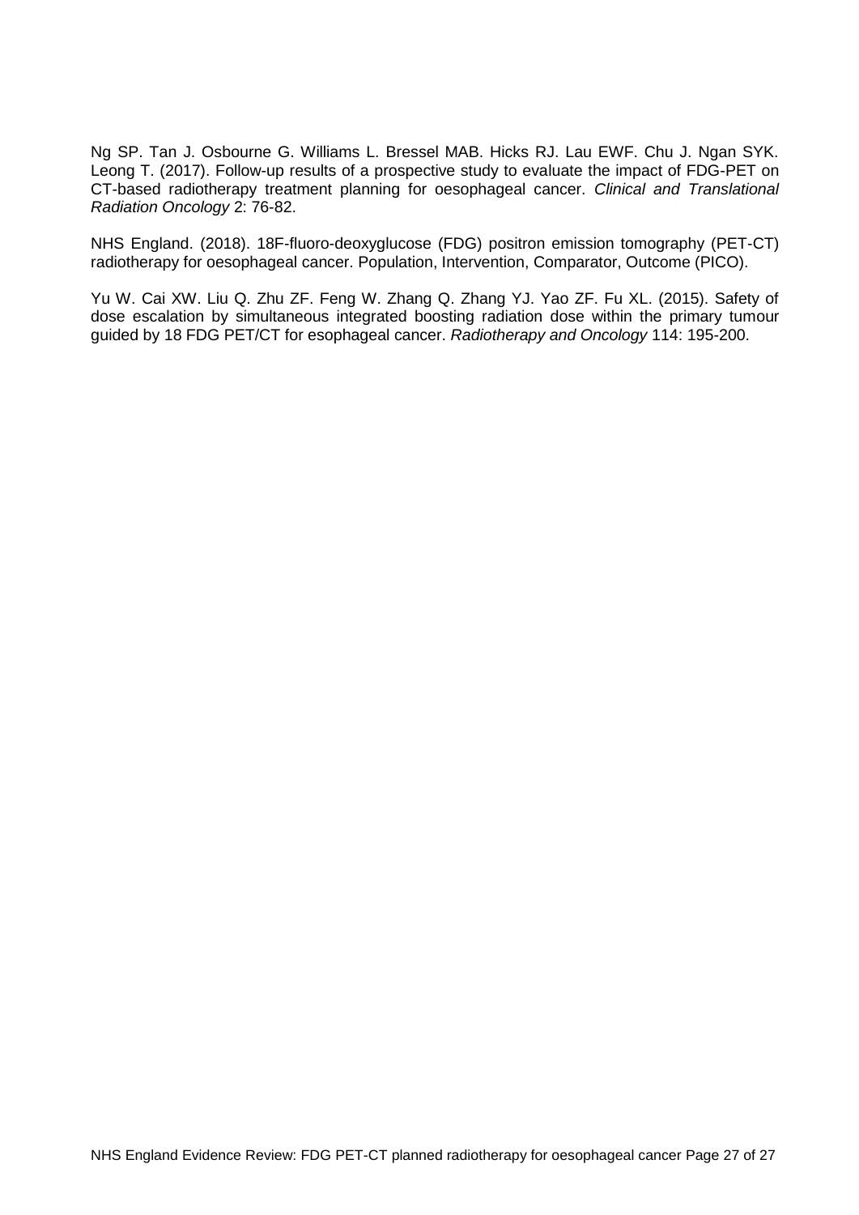Ng SP. Tan J. Osbourne G. Williams L. Bressel MAB. Hicks RJ. Lau EWF. Chu J. Ngan SYK. Leong T. (2017). Follow-up results of a prospective study to evaluate the impact of FDG-PET on CT-based radiotherapy treatment planning for oesophageal cancer. *Clinical and Translational Radiation Oncology* 2: 76-82.

NHS England. (2018). 18F-fluoro-deoxyglucose (FDG) positron emission tomography (PET-CT) radiotherapy for oesophageal cancer. Population, Intervention, Comparator, Outcome (PICO).

Yu W. Cai XW. Liu Q. Zhu ZF. Feng W. Zhang Q. Zhang YJ. Yao ZF. Fu XL. (2015). Safety of dose escalation by simultaneous integrated boosting radiation dose within the primary tumour guided by 18 FDG PET/CT for esophageal cancer. *Radiotherapy and Oncology* 114: 195-200.